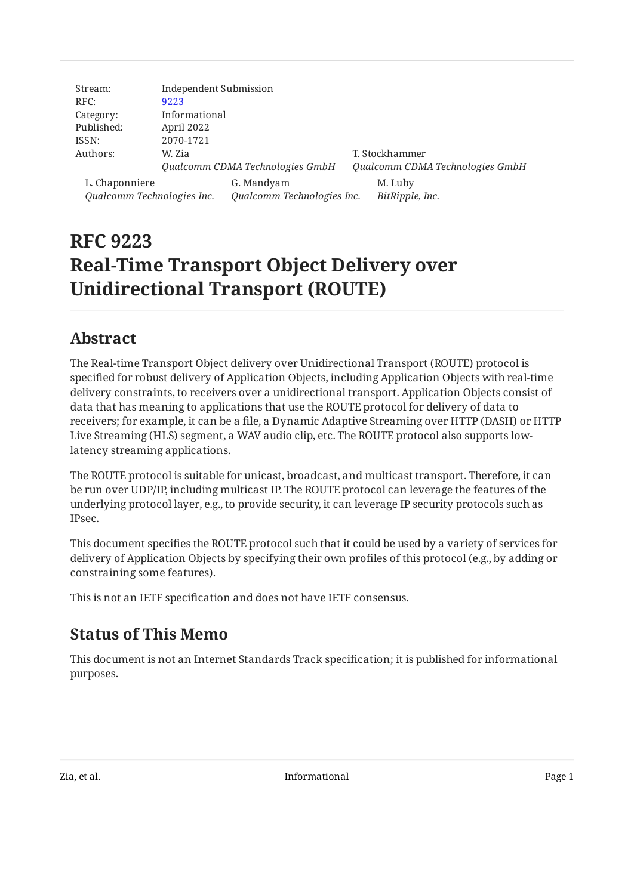| Stream: | Independent Submission | |
|---|---|---|
| RFC: | 9223 | |
| Category: | Informational | |
| Published: | April 2022 | |
| ISSN: | 2070-1721 | |
| Authors: | W. Zia | T. Stockhammer |
| | *Qualcomm CDMA Technologies GmbH* | *Qualcomm CDMA Technologies GmbH* |

| L. Chaponniere | G. Mandyam | M. Luby |
|---|---|---|
| *Qualcomm Technologies Inc.* | *Qualcomm Technologies Inc.* | *BitRipple, Inc.* |

# RFC 9223 Real-Time Transport Object Delivery over Unidirectional Transport (ROUTE)

## Abstract

The Real-time Transport Object delivery over Unidirectional Transport (ROUTE) protocol is specified for robust delivery of Application Objects, including Application Objects with real-time delivery constraints, to receivers over a unidirectional transport. Application Objects consist of data that has meaning to applications that use the ROUTE protocol for delivery of data to receivers; for example, it can be a file, a Dynamic Adaptive Streaming over HTTP (DASH) or HTTP Live Streaming (HLS) segment, a WAV audio clip, etc. The ROUTE protocol also supports low-latency streaming applications.

The ROUTE protocol is suitable for unicast, broadcast, and multicast transport. Therefore, it can be run over UDP/IP, including multicast IP. The ROUTE protocol can leverage the features of the underlying protocol layer, e.g., to provide security, it can leverage IP security protocols such as IPsec.

This document specifies the ROUTE protocol such that it could be used by a variety of services for delivery of Application Objects by specifying their own profiles of this protocol (e.g., by adding or constraining some features).

This is not an IETF specification and does not have IETF consensus.

## Status of This Memo

This document is not an Internet Standards Track specification; it is published for informational purposes.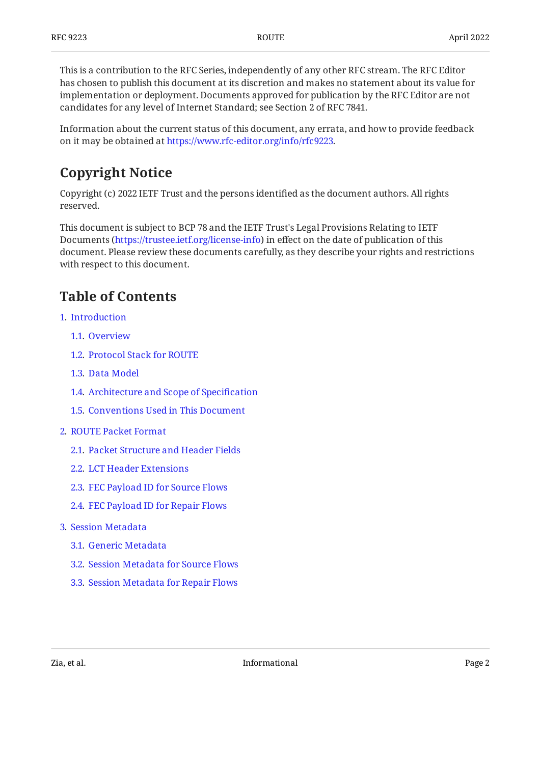This is a contribution to the RFC Series, independently of any other RFC stream. The RFC Editor has chosen to publish this document at its discretion and makes no statement about its value for implementation or deployment. Documents approved for publication by the RFC Editor are not candidates for any level of Internet Standard; see Section 2 of RFC 7841.

Information about the current status of this document, any errata, and how to provide feedback on it may be obtained at https://www.rfc-editor.org/info/rfc9223.

## Copyright Notice

Copyright (c) 2022 IETF Trust and the persons identified as the document authors. All rights reserved.

This document is subject to BCP 78 and the IETF Trust's Legal Provisions Relating to IETF Documents (https://trustee.ietf.org/license-info) in effect on the date of publication of this document. Please review these documents carefully, as they describe your rights and restrictions with respect to this document.

## Table of Contents

1. Introduction
   - 1.1. Overview
   - 1.2. Protocol Stack for ROUTE
   - 1.3. Data Model
   - 1.4. Architecture and Scope of Specification
   - 1.5. Conventions Used in This Document
2. ROUTE Packet Format
   - 2.1. Packet Structure and Header Fields
   - 2.2. LCT Header Extensions
   - 2.3. FEC Payload ID for Source Flows
   - 2.4. FEC Payload ID for Repair Flows
3. Session Metadata
   - 3.1. Generic Metadata
   - 3.2. Session Metadata for Source Flows
   - 3.3. Session Metadata for Repair Flows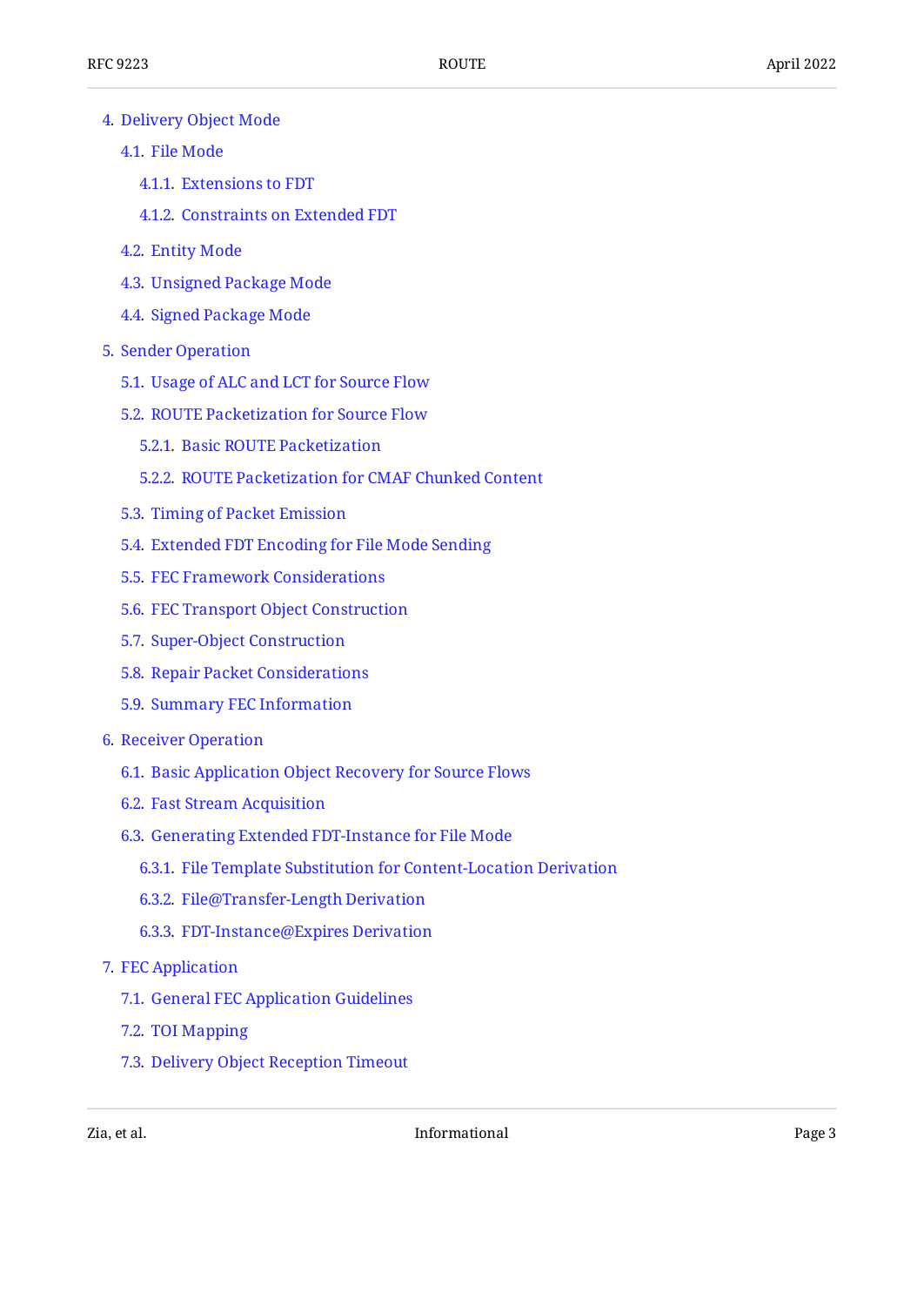- 4. Delivery Object Mode
  - 4.1. File Mode
    - 4.1.1. Extensions to FDT
    - 4.1.2. Constraints on Extended FDT
  - 4.2. Entity Mode
  - 4.3. Unsigned Package Mode
  - 4.4. Signed Package Mode
- 5. Sender Operation
  - 5.1. Usage of ALC and LCT for Source Flow
  - 5.2. ROUTE Packetization for Source Flow
    - 5.2.1. Basic ROUTE Packetization
    - 5.2.2. ROUTE Packetization for CMAF Chunked Content
  - 5.3. Timing of Packet Emission
  - 5.4. Extended FDT Encoding for File Mode Sending
  - 5.5. FEC Framework Considerations
  - 5.6. FEC Transport Object Construction
  - 5.7. Super-Object Construction
  - 5.8. Repair Packet Considerations
  - 5.9. Summary FEC Information
- 6. Receiver Operation
  - 6.1. Basic Application Object Recovery for Source Flows
  - 6.2. Fast Stream Acquisition
  - 6.3. Generating Extended FDT-Instance for File Mode
    - 6.3.1. File Template Substitution for Content-Location Derivation
    - 6.3.2. File@Transfer-Length Derivation
    - 6.3.3. FDT-Instance@Expires Derivation
- 7. FEC Application
  - 7.1. General FEC Application Guidelines
  - 7.2. TOI Mapping
  - 7.3. Delivery Object Reception Timeout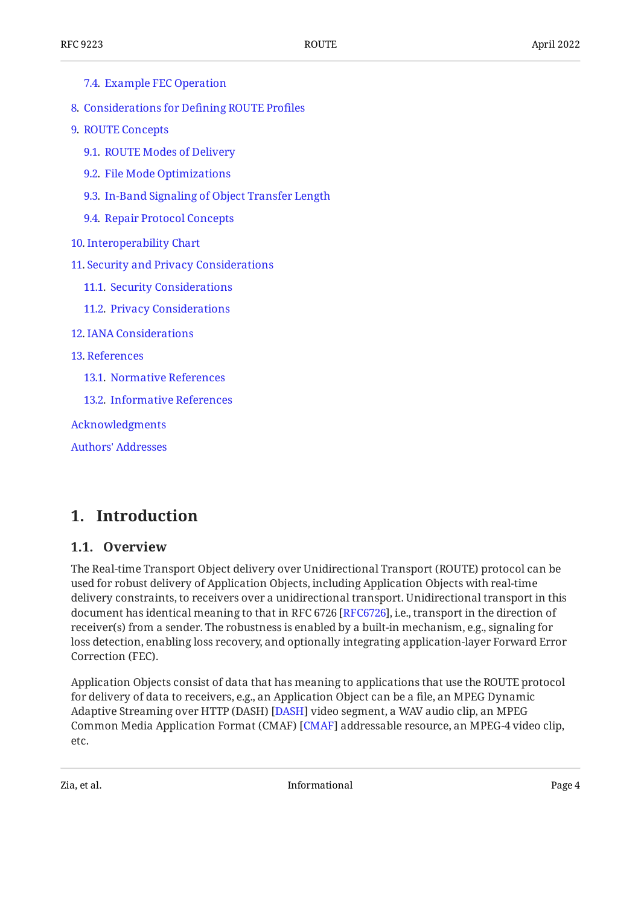- 7.4. Example FEC Operation
- 8. Considerations for Defining ROUTE Profiles
- 9. ROUTE Concepts
  - 9.1. ROUTE Modes of Delivery
  - 9.2. File Mode Optimizations
  - 9.3. In-Band Signaling of Object Transfer Length
  - 9.4. Repair Protocol Concepts
- 10. Interoperability Chart
- 11. Security and Privacy Considerations
  - 11.1. Security Considerations
  - 11.2. Privacy Considerations
- 12. IANA Considerations
- 13. References
  - 13.1. Normative References
  - 13.2. Informative References
- Acknowledgments
- Authors' Addresses

# 1. Introduction

## 1.1. Overview

The Real-time Transport Object delivery over Unidirectional Transport (ROUTE) protocol can be used for robust delivery of Application Objects, including Application Objects with real-time delivery constraints, to receivers over a unidirectional transport. Unidirectional transport in this document has identical meaning to that in RFC 6726 [RFC6726], i.e., transport in the direction of receiver(s) from a sender. The robustness is enabled by a built-in mechanism, e.g., signaling for loss detection, enabling loss recovery, and optionally integrating application-layer Forward Error Correction (FEC).

Application Objects consist of data that has meaning to applications that use the ROUTE protocol for delivery of data to receivers, e.g., an Application Object can be a file, an MPEG Dynamic Adaptive Streaming over HTTP (DASH) [DASH] video segment, a WAV audio clip, an MPEG Common Media Application Format (CMAF) [CMAF] addressable resource, an MPEG-4 video clip, etc.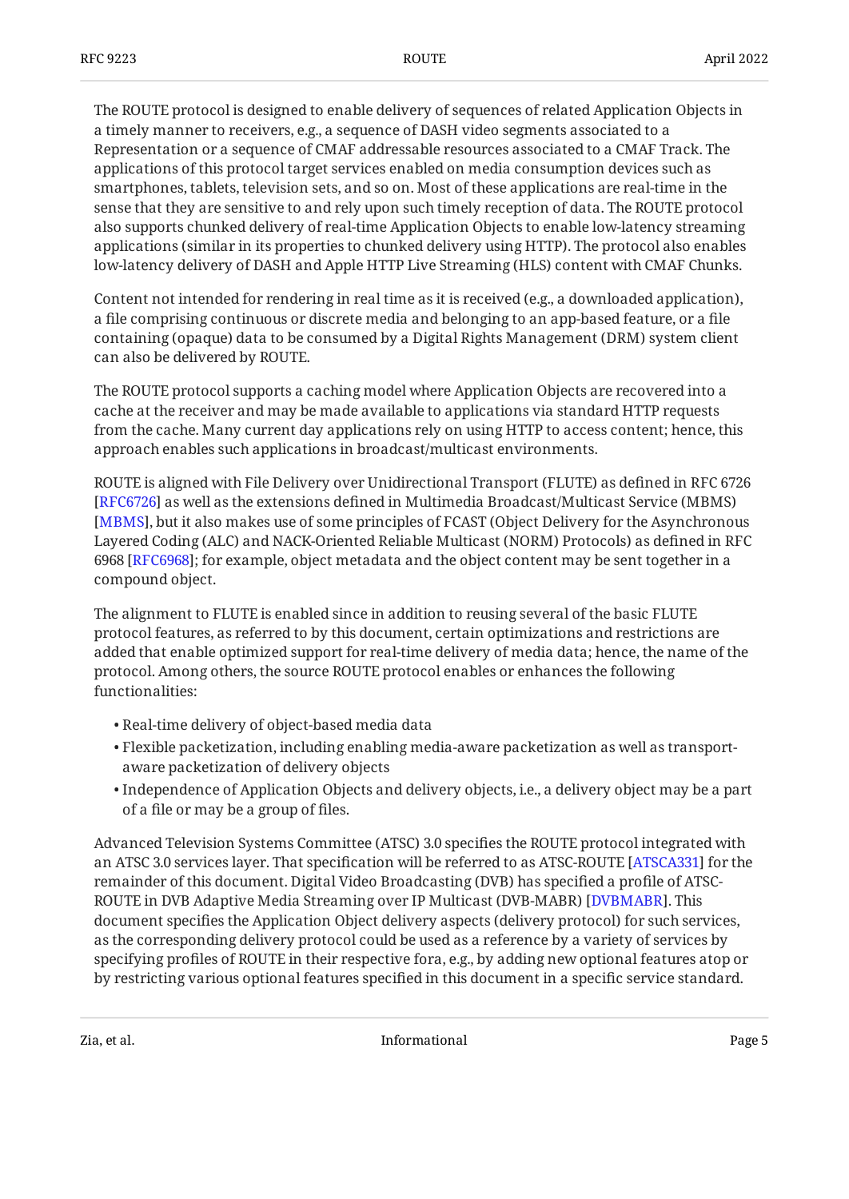The ROUTE protocol is designed to enable delivery of sequences of related Application Objects in a timely manner to receivers, e.g., a sequence of DASH video segments associated to a Representation or a sequence of CMAF addressable resources associated to a CMAF Track. The applications of this protocol target services enabled on media consumption devices such as smartphones, tablets, television sets, and so on. Most of these applications are real-time in the sense that they are sensitive to and rely upon such timely reception of data. The ROUTE protocol also supports chunked delivery of real-time Application Objects to enable low-latency streaming applications (similar in its properties to chunked delivery using HTTP). The protocol also enables low-latency delivery of DASH and Apple HTTP Live Streaming (HLS) content with CMAF Chunks.

Content not intended for rendering in real time as it is received (e.g., a downloaded application), a file comprising continuous or discrete media and belonging to an app-based feature, or a file containing (opaque) data to be consumed by a Digital Rights Management (DRM) system client can also be delivered by ROUTE.

The ROUTE protocol supports a caching model where Application Objects are recovered into a cache at the receiver and may be made available to applications via standard HTTP requests from the cache. Many current day applications rely on using HTTP to access content; hence, this approach enables such applications in broadcast/multicast environments.

ROUTE is aligned with File Delivery over Unidirectional Transport (FLUTE) as defined in RFC 6726 [RFC6726] as well as the extensions defined in Multimedia Broadcast/Multicast Service (MBMS) [MBMS], but it also makes use of some principles of FCAST (Object Delivery for the Asynchronous Layered Coding (ALC) and NACK-Oriented Reliable Multicast (NORM) Protocols) as defined in RFC 6968 [RFC6968]; for example, object metadata and the object content may be sent together in a compound object.

The alignment to FLUTE is enabled since in addition to reusing several of the basic FLUTE protocol features, as referred to by this document, certain optimizations and restrictions are added that enable optimized support for real-time delivery of media data; hence, the name of the protocol. Among others, the source ROUTE protocol enables or enhances the following functionalities:

- Real-time delivery of object-based media data
- Flexible packetization, including enabling media-aware packetization as well as transport-aware packetization of delivery objects
- Independence of Application Objects and delivery objects, i.e., a delivery object may be a part of a file or may be a group of files.

Advanced Television Systems Committee (ATSC) 3.0 specifies the ROUTE protocol integrated with an ATSC 3.0 services layer. That specification will be referred to as ATSC-ROUTE [ATSCA331] for the remainder of this document. Digital Video Broadcasting (DVB) has specified a profile of ATSC-ROUTE in DVB Adaptive Media Streaming over IP Multicast (DVB-MABR) [DVBMABR]. This document specifies the Application Object delivery aspects (delivery protocol) for such services, as the corresponding delivery protocol could be used as a reference by a variety of services by specifying profiles of ROUTE in their respective fora, e.g., by adding new optional features atop or by restricting various optional features specified in this document in a specific service standard.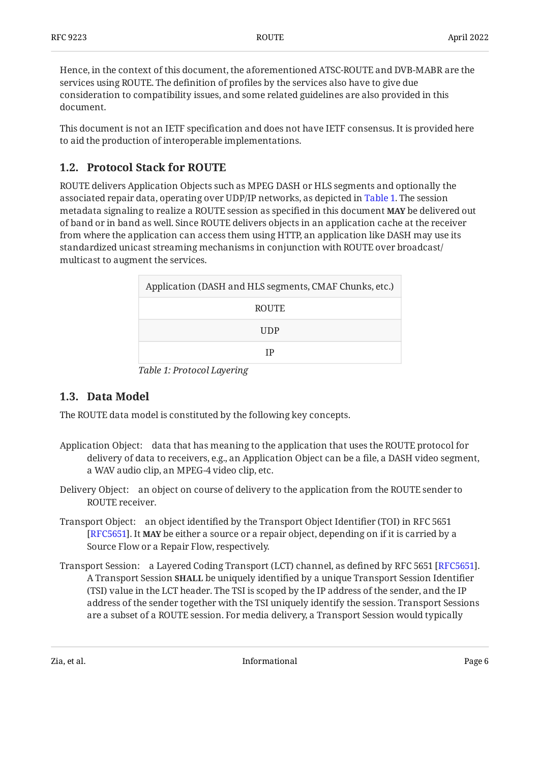Hence, in the context of this document, the aforementioned ATSC-ROUTE and DVB-MABR are the services using ROUTE. The definition of profiles by the services also have to give due consideration to compatibility issues, and some related guidelines are also provided in this document.

This document is not an IETF specification and does not have IETF consensus. It is provided here to aid the production of interoperable implementations.

## 1.2. Protocol Stack for ROUTE

ROUTE delivers Application Objects such as MPEG DASH or HLS segments and optionally the associated repair data, operating over UDP/IP networks, as depicted in Table 1. The session metadata signaling to realize a ROUTE session as specified in this document **MAY** be delivered out of band or in band as well. Since ROUTE delivers objects in an application cache at the receiver from where the application can access them using HTTP, an application like DASH may use its standardized unicast streaming mechanisms in conjunction with ROUTE over broadcast/ multicast to augment the services.

| Application (DASH and HLS segments, CMAF Chunks, etc.) |
|---|
| ROUTE |
| UDP |
| IP |

*Table 1: Protocol Layering*

## 1.3. Data Model

The ROUTE data model is constituted by the following key concepts.

Application Object: data that has meaning to the application that uses the ROUTE protocol for delivery of data to receivers, e.g., an Application Object can be a file, a DASH video segment, a WAV audio clip, an MPEG-4 video clip, etc.

Delivery Object: an object on course of delivery to the application from the ROUTE sender to ROUTE receiver.

Transport Object: an object identified by the Transport Object Identifier (TOI) in RFC 5651 [RFC5651]. It **MAY** be either a source or a repair object, depending on if it is carried by a Source Flow or a Repair Flow, respectively.

Transport Session: a Layered Coding Transport (LCT) channel, as defined by RFC 5651 [RFC5651]. A Transport Session **SHALL** be uniquely identified by a unique Transport Session Identifier (TSI) value in the LCT header. The TSI is scoped by the IP address of the sender, and the IP address of the sender together with the TSI uniquely identify the session. Transport Sessions are a subset of a ROUTE session. For media delivery, a Transport Session would typically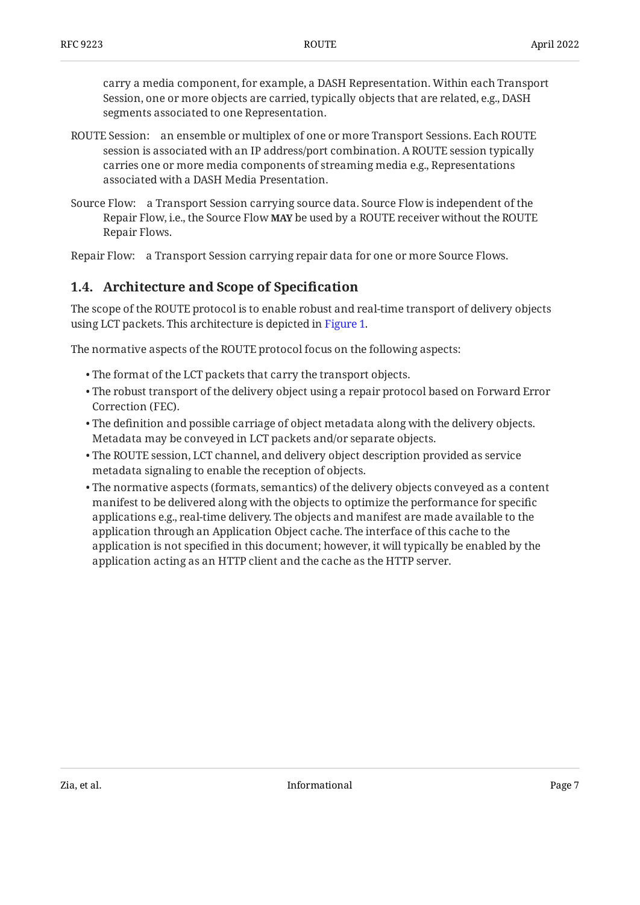carry a media component, for example, a DASH Representation. Within each Transport Session, one or more objects are carried, typically objects that are related, e.g., DASH segments associated to one Representation.

ROUTE Session: an ensemble or multiplex of one or more Transport Sessions. Each ROUTE session is associated with an IP address/port combination. A ROUTE session typically carries one or more media components of streaming media e.g., Representations associated with a DASH Media Presentation.

Source Flow: a Transport Session carrying source data. Source Flow is independent of the Repair Flow, i.e., the Source Flow **MAY** be used by a ROUTE receiver without the ROUTE Repair Flows.

Repair Flow: a Transport Session carrying repair data for one or more Source Flows.

## 1.4. Architecture and Scope of Specification

The scope of the ROUTE protocol is to enable robust and real-time transport of delivery objects using LCT packets. This architecture is depicted in Figure 1.

The normative aspects of the ROUTE protocol focus on the following aspects:

- The format of the LCT packets that carry the transport objects.
- The robust transport of the delivery object using a repair protocol based on Forward Error Correction (FEC).
- The definition and possible carriage of object metadata along with the delivery objects. Metadata may be conveyed in LCT packets and/or separate objects.
- The ROUTE session, LCT channel, and delivery object description provided as service metadata signaling to enable the reception of objects.
- The normative aspects (formats, semantics) of the delivery objects conveyed as a content manifest to be delivered along with the objects to optimize the performance for specific applications e.g., real-time delivery. The objects and manifest are made available to the application through an Application Object cache. The interface of this cache to the application is not specified in this document; however, it will typically be enabled by the application acting as an HTTP client and the cache as the HTTP server.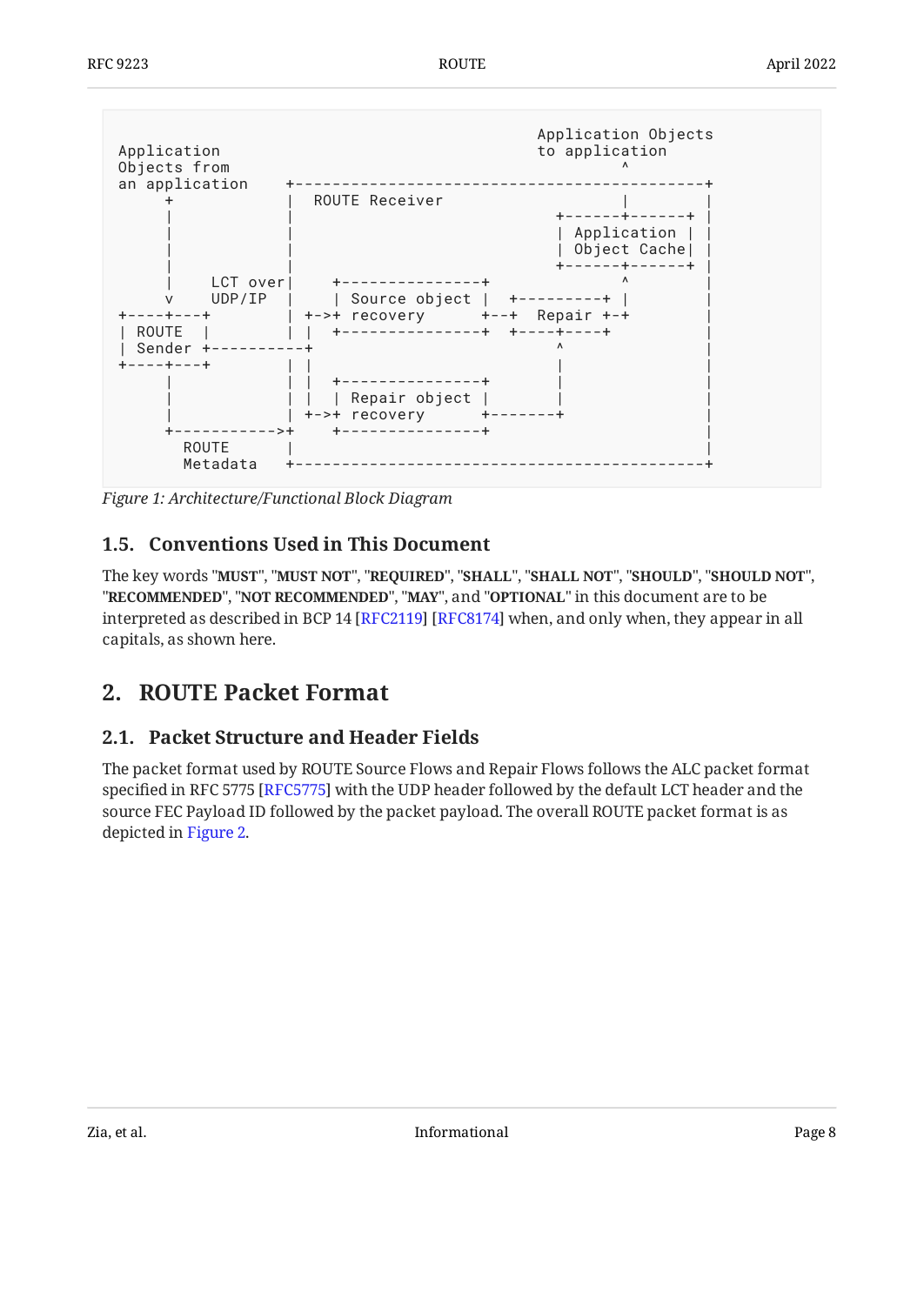```
                                             Application Objects
Application                                  to application
Objects from                                           ^
an application    +--------------------------------------------+
      +           |  ROUTE Receiver                     |        |
      |           |                           +------+------+ |
      |           |                           | Application | |
      |           |                           | Object Cache| |
      |           |                           +------+------+ |
      |     LCT over|     +---------------+         ^           |
      v     UDP/IP  |     | Source object |  +---------+ |      |
+----+---+          | +->+ recovery      +--+  Repair +-+       |
| ROUTE  |          | |   +---------------+  +----+----+          |
| Sender +----------+                            ^                |
+----+---+          | |                          |                |
      |             | |   +---------------+      |                |
      |             | |   | Repair object |      |                |
      |             | +->+ recovery      +-------+                |
      +----------->+     +---------------+                        |
        ROUTE       |                                             |
        Metadata    +--------------------------------------------+
```

*Figure 1: Architecture/Functional Block Diagram*

### 1.5. Conventions Used in This Document

The key words "**MUST**", "**MUST NOT**", "**REQUIRED**", "**SHALL**", "**SHALL NOT**", "**SHOULD**", "**SHOULD NOT**", "**RECOMMENDED**", "**NOT RECOMMENDED**", "**MAY**", and "**OPTIONAL**" in this document are to be interpreted as described in BCP 14 [RFC2119] [RFC8174] when, and only when, they appear in all capitals, as shown here.

## 2. ROUTE Packet Format

### 2.1. Packet Structure and Header Fields

The packet format used by ROUTE Source Flows and Repair Flows follows the ALC packet format specified in RFC 5775 [RFC5775] with the UDP header followed by the default LCT header and the source FEC Payload ID followed by the packet payload. The overall ROUTE packet format is as depicted in Figure 2.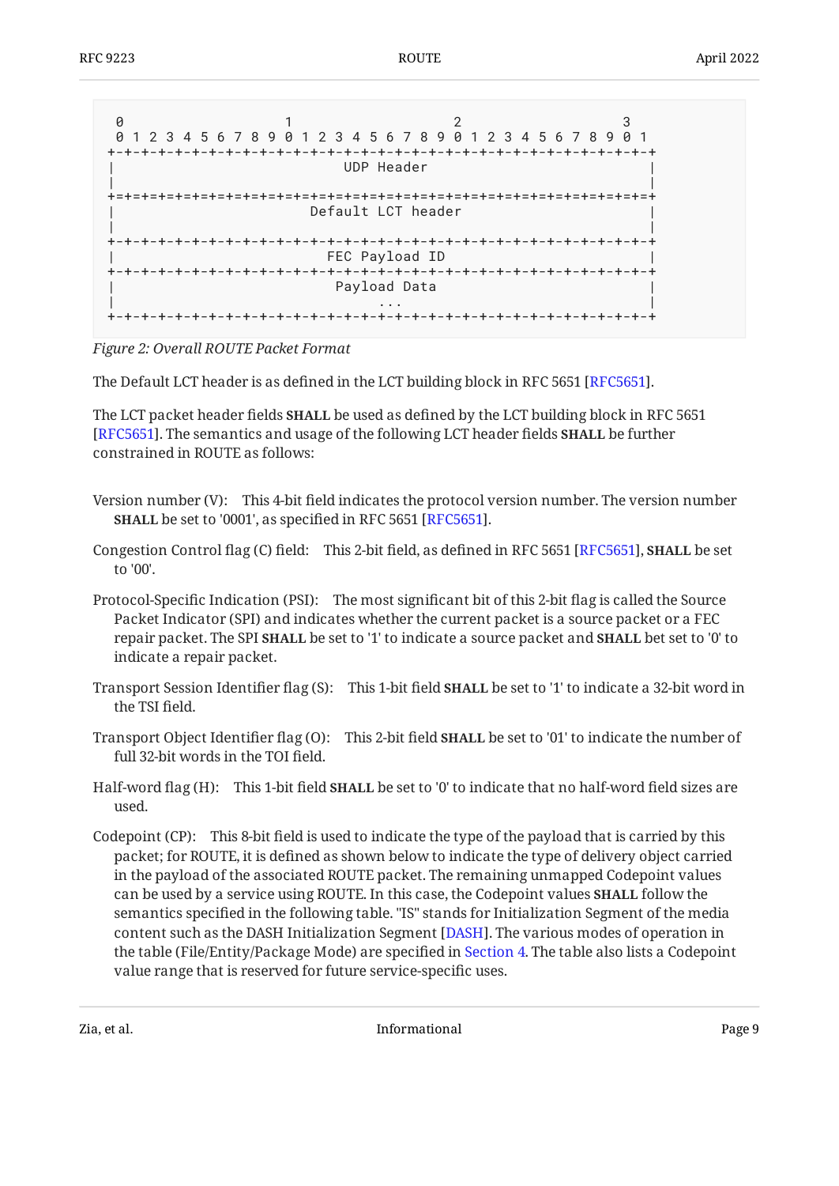```
 0                   1                   2                   3
 0 1 2 3 4 5 6 7 8 9 0 1 2 3 4 5 6 7 8 9 0 1 2 3 4 5 6 7 8 9 0 1
+-+-+-+-+-+-+-+-+-+-+-+-+-+-+-+-+-+-+-+-+-+-+-+-+-+-+-+-+-+-+-+-+
|                         UDP Header                            |
|                                                               |
+=+=+=+=+=+=+=+=+=+=+=+=+=+=+=+=+=+=+=+=+=+=+=+=+=+=+=+=+=+=+=+=+
|                       Default LCT header                      |
|                                                               |
+-+-+-+-+-+-+-+-+-+-+-+-+-+-+-+-+-+-+-+-+-+-+-+-+-+-+-+-+-+-+-+-+
|                         FEC Payload ID                        |
+-+-+-+-+-+-+-+-+-+-+-+-+-+-+-+-+-+-+-+-+-+-+-+-+-+-+-+-+-+-+-+-+
|                          Payload Data                         |
|                              ...                              |
+-+-+-+-+-+-+-+-+-+-+-+-+-+-+-+-+-+-+-+-+-+-+-+-+-+-+-+-+-+-+-+-+
```

*Figure 2: Overall ROUTE Packet Format*

The Default LCT header is as defined in the LCT building block in RFC 5651 [RFC5651].

The LCT packet header fields **SHALL** be used as defined by the LCT building block in RFC 5651 [RFC5651]. The semantics and usage of the following LCT header fields **SHALL** be further constrained in ROUTE as follows:

Version number (V): This 4-bit field indicates the protocol version number. The version number **SHALL** be set to '0001', as specified in RFC 5651 [RFC5651].

Congestion Control flag (C) field: This 2-bit field, as defined in RFC 5651 [RFC5651], **SHALL** be set to '00'.

Protocol-Specific Indication (PSI): The most significant bit of this 2-bit flag is called the Source Packet Indicator (SPI) and indicates whether the current packet is a source packet or a FEC repair packet. The SPI **SHALL** be set to '1' to indicate a source packet and **SHALL** bet set to '0' to indicate a repair packet.

Transport Session Identifier flag (S): This 1-bit field **SHALL** be set to '1' to indicate a 32-bit word in the TSI field.

Transport Object Identifier flag (O): This 2-bit field **SHALL** be set to '01' to indicate the number of full 32-bit words in the TOI field.

Half-word flag (H): This 1-bit field **SHALL** be set to '0' to indicate that no half-word field sizes are used.

Codepoint (CP): This 8-bit field is used to indicate the type of the payload that is carried by this packet; for ROUTE, it is defined as shown below to indicate the type of delivery object carried in the payload of the associated ROUTE packet. The remaining unmapped Codepoint values can be used by a service using ROUTE. In this case, the Codepoint values **SHALL** follow the semantics specified in the following table. "IS" stands for Initialization Segment of the media content such as the DASH Initialization Segment [DASH]. The various modes of operation in the table (File/Entity/Package Mode) are specified in Section 4. The table also lists a Codepoint value range that is reserved for future service-specific uses.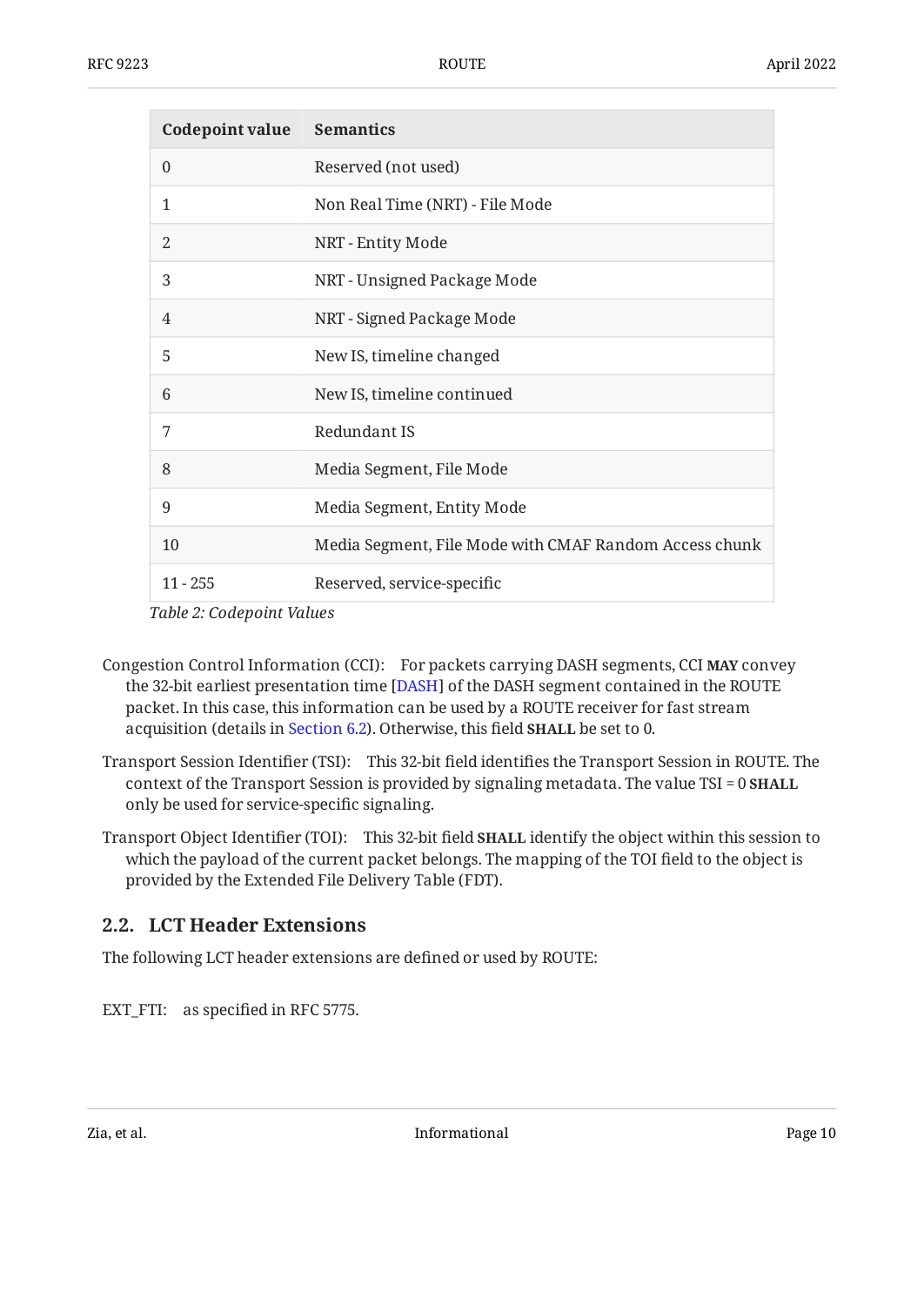| Codepoint value | Semantics |
|---|---|
| 0 | Reserved (not used) |
| 1 | Non Real Time (NRT) - File Mode |
| 2 | NRT - Entity Mode |
| 3 | NRT - Unsigned Package Mode |
| 4 | NRT - Signed Package Mode |
| 5 | New IS, timeline changed |
| 6 | New IS, timeline continued |
| 7 | Redundant IS |
| 8 | Media Segment, File Mode |
| 9 | Media Segment, Entity Mode |
| 10 | Media Segment, File Mode with CMAF Random Access chunk |
| 11 - 255 | Reserved, service-specific |

*Table 2: Codepoint Values*

Congestion Control Information (CCI): For packets carrying DASH segments, CCI **MAY** convey the 32-bit earliest presentation time [DASH] of the DASH segment contained in the ROUTE packet. In this case, this information can be used by a ROUTE receiver for fast stream acquisition (details in Section 6.2). Otherwise, this field **SHALL** be set to 0.

Transport Session Identifier (TSI): This 32-bit field identifies the Transport Session in ROUTE. The context of the Transport Session is provided by signaling metadata. The value TSI = 0 **SHALL** only be used for service-specific signaling.

Transport Object Identifier (TOI): This 32-bit field **SHALL** identify the object within this session to which the payload of the current packet belongs. The mapping of the TOI field to the object is provided by the Extended File Delivery Table (FDT).

## 2.2. LCT Header Extensions

The following LCT header extensions are defined or used by ROUTE:

EXT_FTI: as specified in RFC 5775.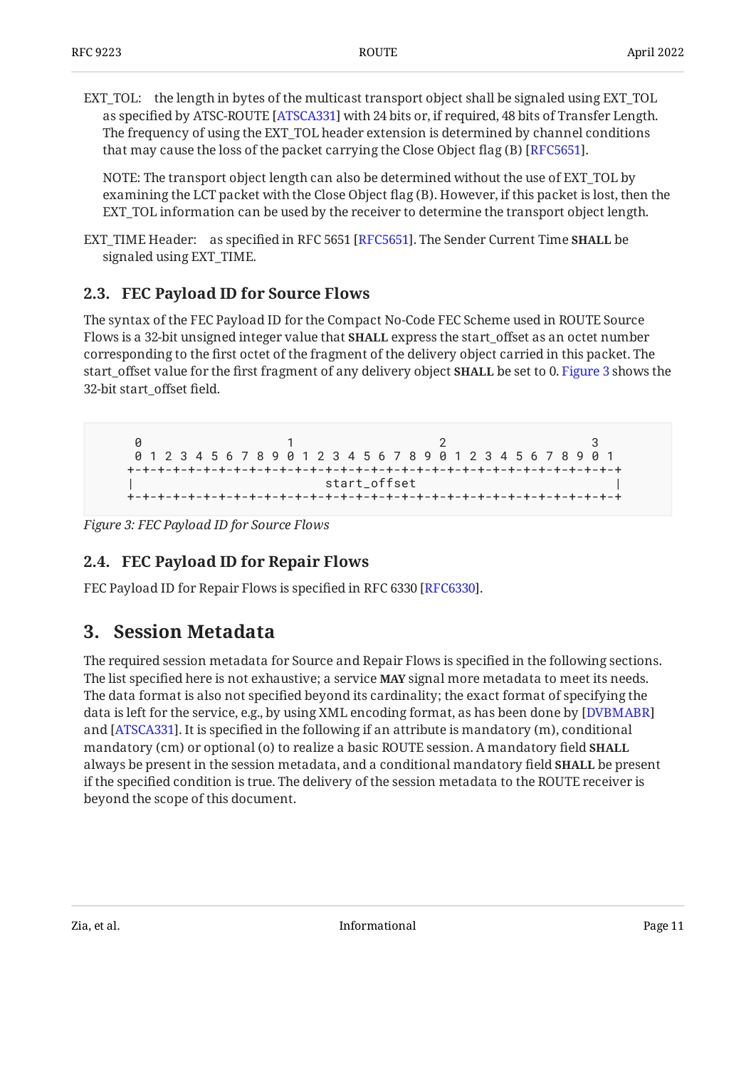EXT_TOL: the length in bytes of the multicast transport object shall be signaled using EXT_TOL as specified by ATSC-ROUTE [ATSCA331] with 24 bits or, if required, 48 bits of Transfer Length. The frequency of using the EXT_TOL header extension is determined by channel conditions that may cause the loss of the packet carrying the Close Object flag (B) [RFC5651].

NOTE: The transport object length can also be determined without the use of EXT_TOL by examining the LCT packet with the Close Object flag (B). However, if this packet is lost, then the EXT_TOL information can be used by the receiver to determine the transport object length.

EXT_TIME Header: as specified in RFC 5651 [RFC5651]. The Sender Current Time **SHALL** be signaled using EXT_TIME.

### 2.3. FEC Payload ID for Source Flows

The syntax of the FEC Payload ID for the Compact No-Code FEC Scheme used in ROUTE Source Flows is a 32-bit unsigned integer value that **SHALL** express the start_offset as an octet number corresponding to the first octet of the fragment of the delivery object carried in this packet. The start_offset value for the first fragment of any delivery object **SHALL** be set to 0. Figure 3 shows the 32-bit start_offset field.

```
 0                   1                   2                   3
 0 1 2 3 4 5 6 7 8 9 0 1 2 3 4 5 6 7 8 9 0 1 2 3 4 5 6 7 8 9 0 1
+-+-+-+-+-+-+-+-+-+-+-+-+-+-+-+-+-+-+-+-+-+-+-+-+-+-+-+-+-+-+-+-+
|                         start_offset                          |
+-+-+-+-+-+-+-+-+-+-+-+-+-+-+-+-+-+-+-+-+-+-+-+-+-+-+-+-+-+-+-+-+
```

*Figure 3: FEC Payload ID for Source Flows*

### 2.4. FEC Payload ID for Repair Flows

FEC Payload ID for Repair Flows is specified in RFC 6330 [RFC6330].

## 3. Session Metadata

The required session metadata for Source and Repair Flows is specified in the following sections. The list specified here is not exhaustive; a service **MAY** signal more metadata to meet its needs. The data format is also not specified beyond its cardinality; the exact format of specifying the data is left for the service, e.g., by using XML encoding format, as has been done by [DVBMABR] and [ATSCA331]. It is specified in the following if an attribute is mandatory (m), conditional mandatory (cm) or optional (o) to realize a basic ROUTE session. A mandatory field **SHALL** always be present in the session metadata, and a conditional mandatory field **SHALL** be present if the specified condition is true. The delivery of the session metadata to the ROUTE receiver is beyond the scope of this document.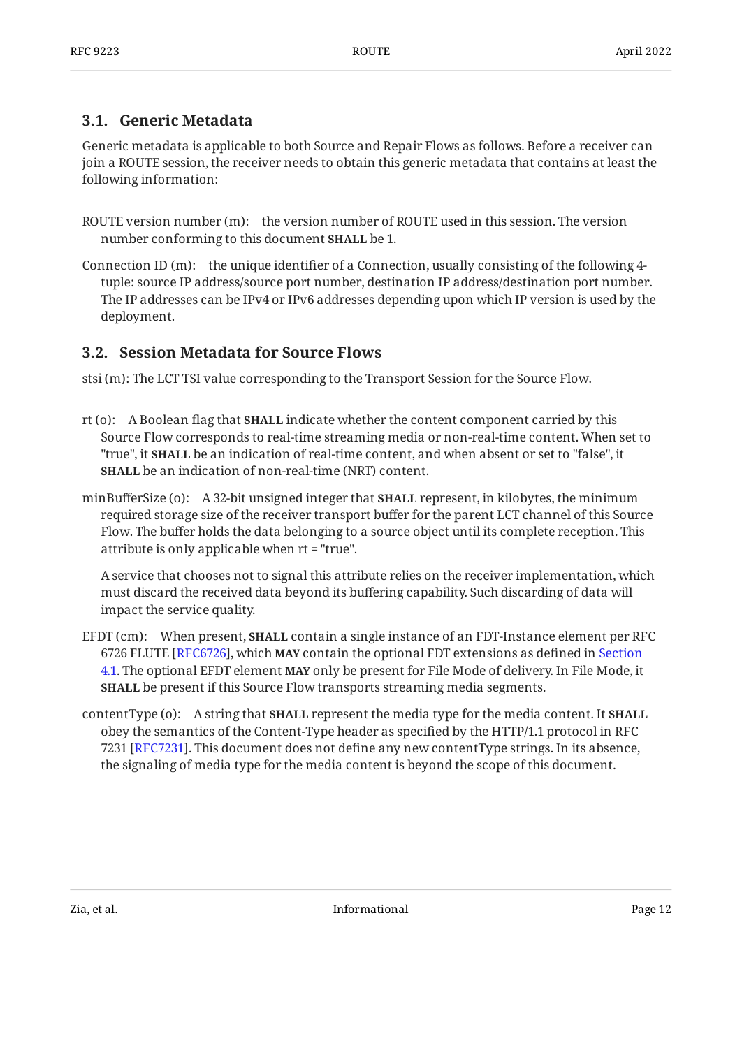### 3.1. Generic Metadata

Generic metadata is applicable to both Source and Repair Flows as follows. Before a receiver can join a ROUTE session, the receiver needs to obtain this generic metadata that contains at least the following information:

ROUTE version number (m):
: the version number of ROUTE used in this session. The version number conforming to this document **SHALL** be 1.

Connection ID (m):
: the unique identifier of a Connection, usually consisting of the following 4-tuple: source IP address/source port number, destination IP address/destination port number. The IP addresses can be IPv4 or IPv6 addresses depending upon which IP version is used by the deployment.

### 3.2. Session Metadata for Source Flows

stsi (m): The LCT TSI value corresponding to the Transport Session for the Source Flow.

rt (o):
: A Boolean flag that **SHALL** indicate whether the content component carried by this Source Flow corresponds to real-time streaming media or non-real-time content. When set to "true", it **SHALL** be an indication of real-time content, and when absent or set to "false", it **SHALL** be an indication of non-real-time (NRT) content.

minBufferSize (o):
: A 32-bit unsigned integer that **SHALL** represent, in kilobytes, the minimum required storage size of the receiver transport buffer for the parent LCT channel of this Source Flow. The buffer holds the data belonging to a source object until its complete reception. This attribute is only applicable when rt = "true".

  A service that chooses not to signal this attribute relies on the receiver implementation, which must discard the received data beyond its buffering capability. Such discarding of data will impact the service quality.

EFDT (cm):
: When present, **SHALL** contain a single instance of an FDT-Instance element per RFC 6726 FLUTE [RFC6726], which **MAY** contain the optional FDT extensions as defined in Section 4.1. The optional EFDT element **MAY** only be present for File Mode of delivery. In File Mode, it **SHALL** be present if this Source Flow transports streaming media segments.

contentType (o):
: A string that **SHALL** represent the media type for the media content. It **SHALL** obey the semantics of the Content-Type header as specified by the HTTP/1.1 protocol in RFC 7231 [RFC7231]. This document does not define any new contentType strings. In its absence, the signaling of media type for the media content is beyond the scope of this document.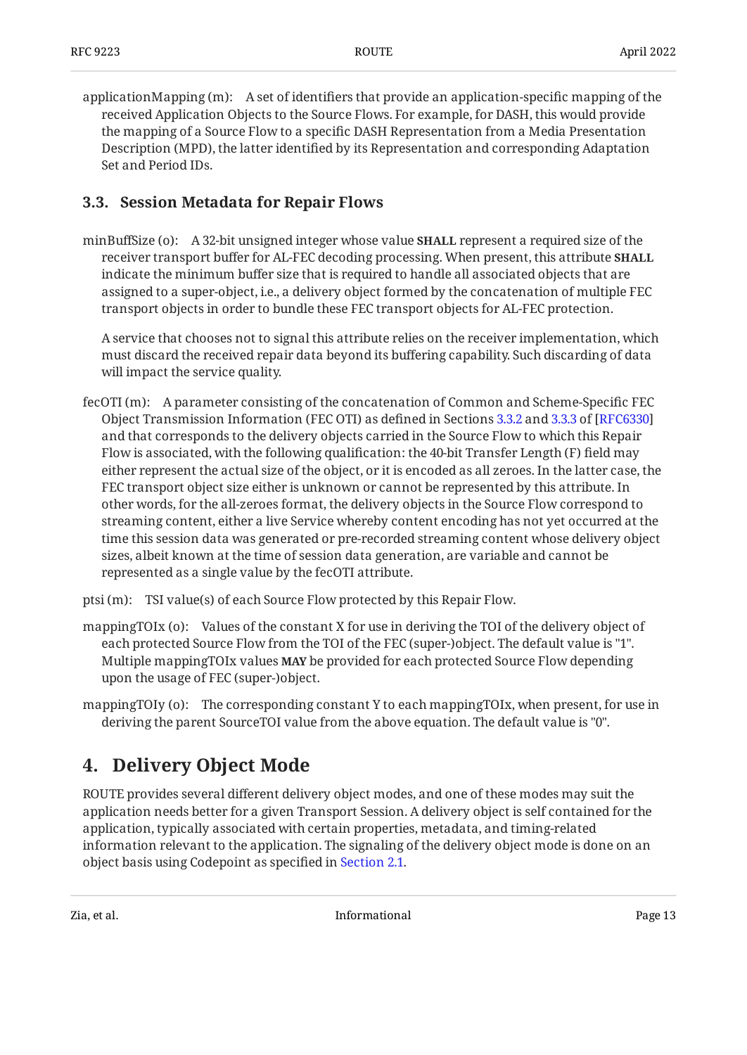applicationMapping (m): A set of identifiers that provide an application-specific mapping of the received Application Objects to the Source Flows. For example, for DASH, this would provide the mapping of a Source Flow to a specific DASH Representation from a Media Presentation Description (MPD), the latter identified by its Representation and corresponding Adaptation Set and Period IDs.

### 3.3. Session Metadata for Repair Flows

minBuffSize (o): A 32-bit unsigned integer whose value **SHALL** represent a required size of the receiver transport buffer for AL-FEC decoding processing. When present, this attribute **SHALL** indicate the minimum buffer size that is required to handle all associated objects that are assigned to a super-object, i.e., a delivery object formed by the concatenation of multiple FEC transport objects in order to bundle these FEC transport objects for AL-FEC protection.

A service that chooses not to signal this attribute relies on the receiver implementation, which must discard the received repair data beyond its buffering capability. Such discarding of data will impact the service quality.

fecOTI (m): A parameter consisting of the concatenation of Common and Scheme-Specific FEC Object Transmission Information (FEC OTI) as defined in Sections 3.3.2 and 3.3.3 of [RFC6330] and that corresponds to the delivery objects carried in the Source Flow to which this Repair Flow is associated, with the following qualification: the 40-bit Transfer Length (F) field may either represent the actual size of the object, or it is encoded as all zeroes. In the latter case, the FEC transport object size either is unknown or cannot be represented by this attribute. In other words, for the all-zeroes format, the delivery objects in the Source Flow correspond to streaming content, either a live Service whereby content encoding has not yet occurred at the time this session data was generated or pre-recorded streaming content whose delivery object sizes, albeit known at the time of session data generation, are variable and cannot be represented as a single value by the fecOTI attribute.

ptsi (m): TSI value(s) of each Source Flow protected by this Repair Flow.

mappingTOIx (o): Values of the constant X for use in deriving the TOI of the delivery object of each protected Source Flow from the TOI of the FEC (super-)object. The default value is "1". Multiple mappingTOIx values **MAY** be provided for each protected Source Flow depending upon the usage of FEC (super-)object.

mappingTOIy (o): The corresponding constant Y to each mappingTOIx, when present, for use in deriving the parent SourceTOI value from the above equation. The default value is "0".

## 4. Delivery Object Mode

ROUTE provides several different delivery object modes, and one of these modes may suit the application needs better for a given Transport Session. A delivery object is self contained for the application, typically associated with certain properties, metadata, and timing-related information relevant to the application. The signaling of the delivery object mode is done on an object basis using Codepoint as specified in Section 2.1.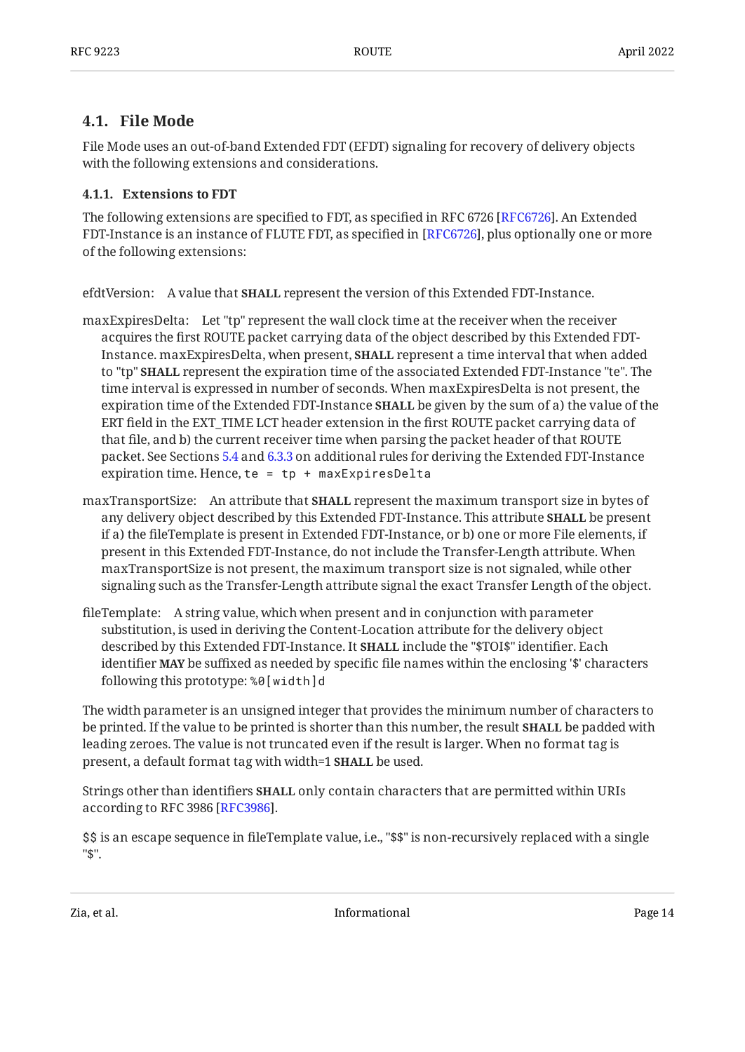## 4.1. File Mode

File Mode uses an out-of-band Extended FDT (EFDT) signaling for recovery of delivery objects with the following extensions and considerations.

### 4.1.1. Extensions to FDT

The following extensions are specified to FDT, as specified in RFC 6726 [RFC6726]. An Extended FDT-Instance is an instance of FLUTE FDT, as specified in [RFC6726], plus optionally one or more of the following extensions:

efdtVersion: A value that **SHALL** represent the version of this Extended FDT-Instance.

maxExpiresDelta: Let "tp" represent the wall clock time at the receiver when the receiver acquires the first ROUTE packet carrying data of the object described by this Extended FDT-Instance. maxExpiresDelta, when present, **SHALL** represent a time interval that when added to "tp" **SHALL** represent the expiration time of the associated Extended FDT-Instance "te". The time interval is expressed in number of seconds. When maxExpiresDelta is not present, the expiration time of the Extended FDT-Instance **SHALL** be given by the sum of a) the value of the ERT field in the EXT_TIME LCT header extension in the first ROUTE packet carrying data of that file, and b) the current receiver time when parsing the packet header of that ROUTE packet. See Sections 5.4 and 6.3.3 on additional rules for deriving the Extended FDT-Instance expiration time. Hence, `te = tp + maxExpiresDelta`

maxTransportSize: An attribute that **SHALL** represent the maximum transport size in bytes of any delivery object described by this Extended FDT-Instance. This attribute **SHALL** be present if a) the fileTemplate is present in Extended FDT-Instance, or b) one or more File elements, if present in this Extended FDT-Instance, do not include the Transfer-Length attribute. When maxTransportSize is not present, the maximum transport size is not signaled, while other signaling such as the Transfer-Length attribute signal the exact Transfer Length of the object.

fileTemplate: A string value, which when present and in conjunction with parameter substitution, is used in deriving the Content-Location attribute for the delivery object described by this Extended FDT-Instance. It **SHALL** include the "$TOI$" identifier. Each identifier **MAY** be suffixed as needed by specific file names within the enclosing '$' characters following this prototype: `%0[width]d`

The width parameter is an unsigned integer that provides the minimum number of characters to be printed. If the value to be printed is shorter than this number, the result **SHALL** be padded with leading zeroes. The value is not truncated even if the result is larger. When no format tag is present, a default format tag with width=1 **SHALL** be used.

Strings other than identifiers **SHALL** only contain characters that are permitted within URIs according to RFC 3986 [RFC3986].

$$ is an escape sequence in fileTemplate value, i.e., "$$" is non-recursively replaced with a single "$".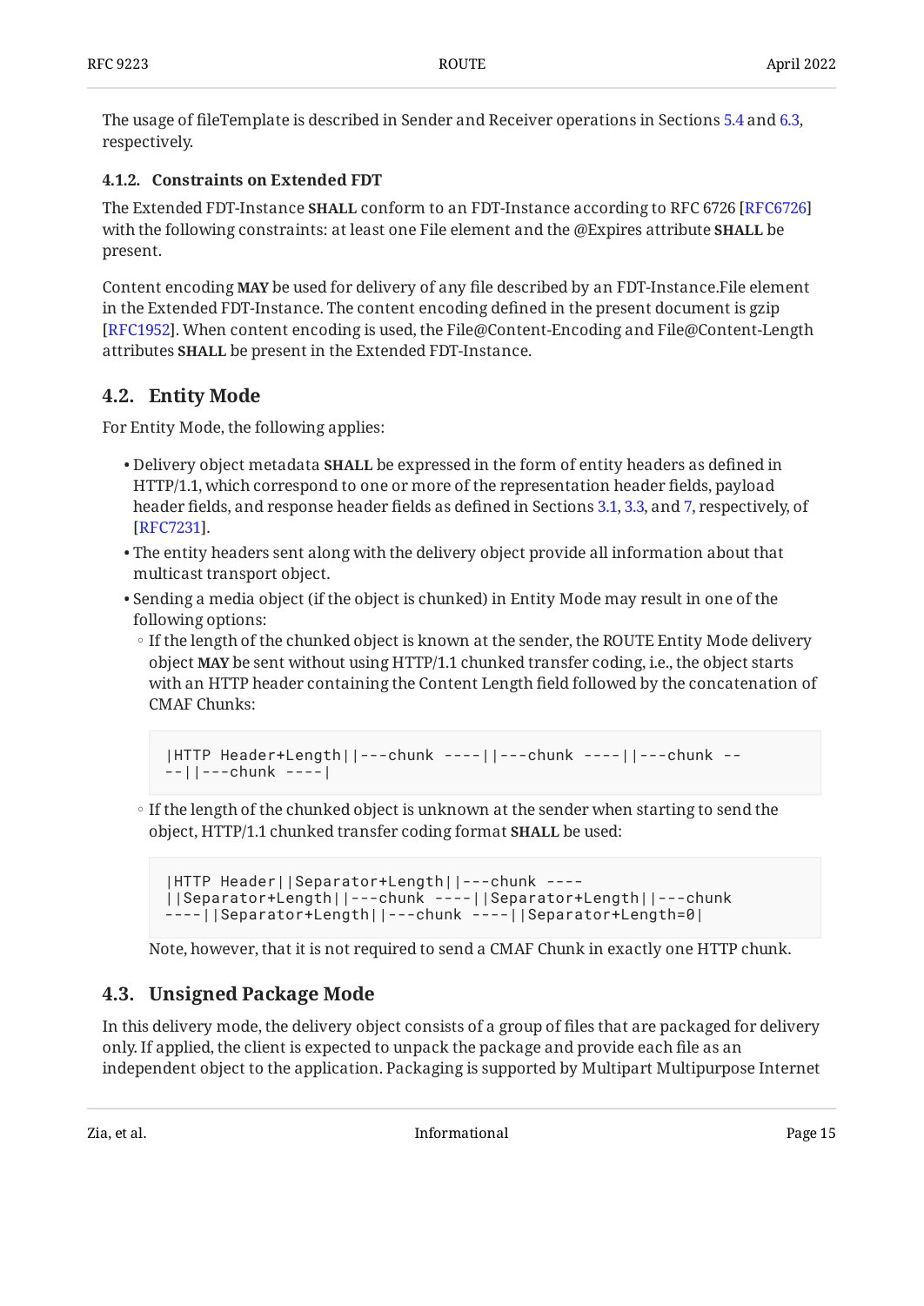The usage of fileTemplate is described in Sender and Receiver operations in Sections 5.4 and 6.3, respectively.

#### 4.1.2. Constraints on Extended FDT

The Extended FDT-Instance **SHALL** conform to an FDT-Instance according to RFC 6726 [RFC6726] with the following constraints: at least one File element and the @Expires attribute **SHALL** be present.

Content encoding **MAY** be used for delivery of any file described by an FDT-Instance.File element in the Extended FDT-Instance. The content encoding defined in the present document is gzip [RFC1952]. When content encoding is used, the File@Content-Encoding and File@Content-Length attributes **SHALL** be present in the Extended FDT-Instance.

### 4.2. Entity Mode

For Entity Mode, the following applies:

- Delivery object metadata **SHALL** be expressed in the form of entity headers as defined in HTTP/1.1, which correspond to one or more of the representation header fields, payload header fields, and response header fields as defined in Sections 3.1, 3.3, and 7, respectively, of [RFC7231].
- The entity headers sent along with the delivery object provide all information about that multicast transport object.
- Sending a media object (if the object is chunked) in Entity Mode may result in one of the following options:
  - If the length of the chunked object is known at the sender, the ROUTE Entity Mode delivery object **MAY** be sent without using HTTP/1.1 chunked transfer coding, i.e., the object starts with an HTTP header containing the Content Length field followed by the concatenation of CMAF Chunks:

    ```
    |HTTP Header+Length||---chunk ----||---chunk ----||---chunk --
    --||---chunk ----|
    ```

  - If the length of the chunked object is unknown at the sender when starting to send the object, HTTP/1.1 chunked transfer coding format **SHALL** be used:

    ```
    |HTTP Header||Separator+Length||---chunk ----
    ||Separator+Length||---chunk ----||Separator+Length||---chunk
    ----||Separator+Length||---chunk ----||Separator+Length=0|
    ```

    Note, however, that it is not required to send a CMAF Chunk in exactly one HTTP chunk.

### 4.3. Unsigned Package Mode

In this delivery mode, the delivery object consists of a group of files that are packaged for delivery only. If applied, the client is expected to unpack the package and provide each file as an independent object to the application. Packaging is supported by Multipart Multipurpose Internet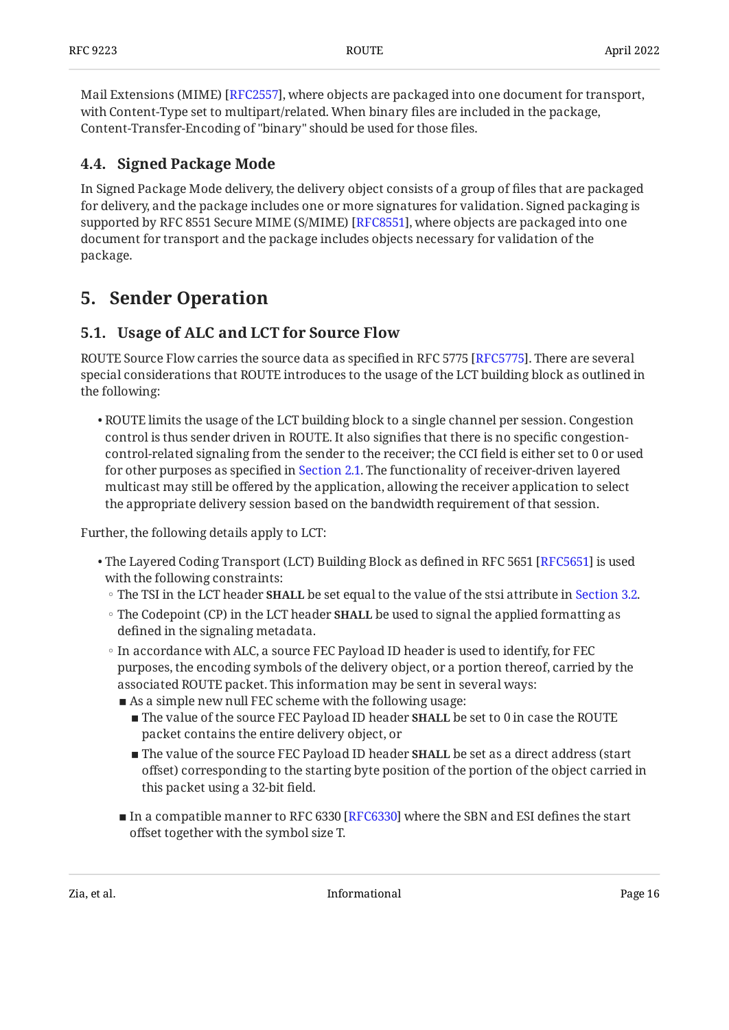Mail Extensions (MIME) [RFC2557], where objects are packaged into one document for transport, with Content-Type set to multipart/related. When binary files are included in the package, Content-Transfer-Encoding of "binary" should be used for those files.

### 4.4. Signed Package Mode

In Signed Package Mode delivery, the delivery object consists of a group of files that are packaged for delivery, and the package includes one or more signatures for validation. Signed packaging is supported by RFC 8551 Secure MIME (S/MIME) [RFC8551], where objects are packaged into one document for transport and the package includes objects necessary for validation of the package.

## 5. Sender Operation

### 5.1. Usage of ALC and LCT for Source Flow

ROUTE Source Flow carries the source data as specified in RFC 5775 [RFC5775]. There are several special considerations that ROUTE introduces to the usage of the LCT building block as outlined in the following:

- ROUTE limits the usage of the LCT building block to a single channel per session. Congestion control is thus sender driven in ROUTE. It also signifies that there is no specific congestion-control-related signaling from the sender to the receiver; the CCI field is either set to 0 or used for other purposes as specified in Section 2.1. The functionality of receiver-driven layered multicast may still be offered by the application, allowing the receiver application to select the appropriate delivery session based on the bandwidth requirement of that session.

Further, the following details apply to LCT:

- The Layered Coding Transport (LCT) Building Block as defined in RFC 5651 [RFC5651] is used with the following constraints:
  - The TSI in the LCT header **SHALL** be set equal to the value of the stsi attribute in Section 3.2.
  - The Codepoint (CP) in the LCT header **SHALL** be used to signal the applied formatting as defined in the signaling metadata.
  - In accordance with ALC, a source FEC Payload ID header is used to identify, for FEC purposes, the encoding symbols of the delivery object, or a portion thereof, carried by the associated ROUTE packet. This information may be sent in several ways:
    - As a simple new null FEC scheme with the following usage:
      - The value of the source FEC Payload ID header **SHALL** be set to 0 in case the ROUTE packet contains the entire delivery object, or
      - The value of the source FEC Payload ID header **SHALL** be set as a direct address (start offset) corresponding to the starting byte position of the portion of the object carried in this packet using a 32-bit field.
    - In a compatible manner to RFC 6330 [RFC6330] where the SBN and ESI defines the start offset together with the symbol size T.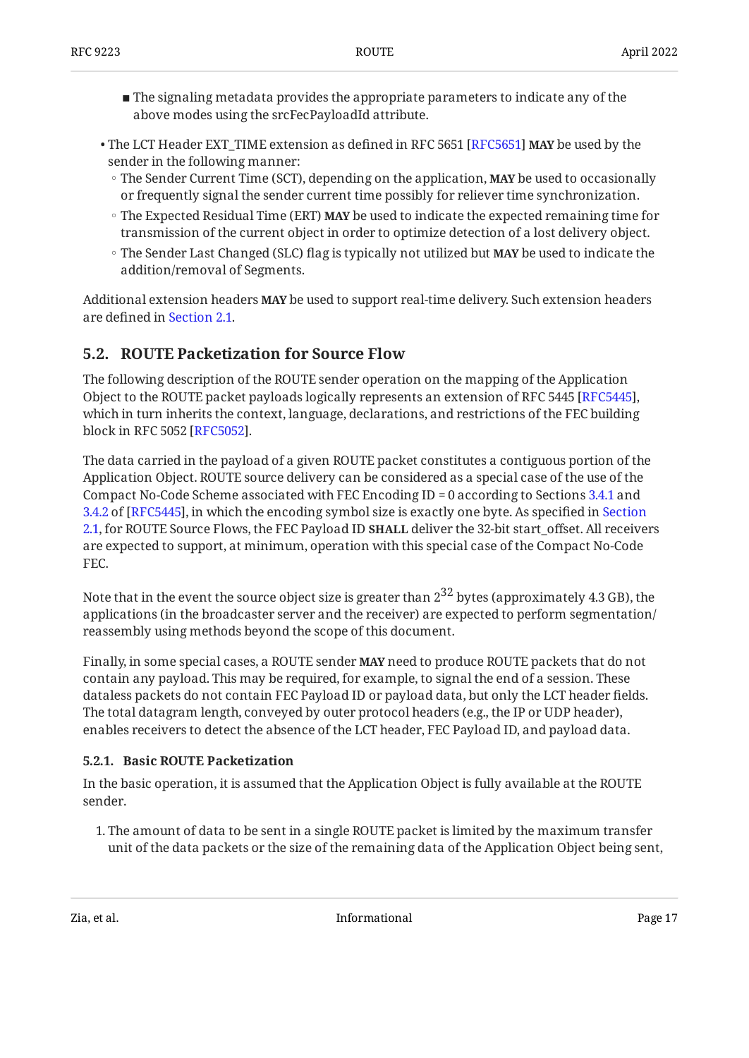- The signaling metadata provides the appropriate parameters to indicate any of the above modes using the srcFecPayloadId attribute.

- The LCT Header EXT_TIME extension as defined in RFC 5651 [RFC5651] **MAY** be used by the sender in the following manner:
  - The Sender Current Time (SCT), depending on the application, **MAY** be used to occasionally or frequently signal the sender current time possibly for reliever time synchronization.
  - The Expected Residual Time (ERT) **MAY** be used to indicate the expected remaining time for transmission of the current object in order to optimize detection of a lost delivery object.
  - The Sender Last Changed (SLC) flag is typically not utilized but **MAY** be used to indicate the addition/removal of Segments.

Additional extension headers **MAY** be used to support real-time delivery. Such extension headers are defined in Section 2.1.

## 5.2. ROUTE Packetization for Source Flow

The following description of the ROUTE sender operation on the mapping of the Application Object to the ROUTE packet payloads logically represents an extension of RFC 5445 [RFC5445], which in turn inherits the context, language, declarations, and restrictions of the FEC building block in RFC 5052 [RFC5052].

The data carried in the payload of a given ROUTE packet constitutes a contiguous portion of the Application Object. ROUTE source delivery can be considered as a special case of the use of the Compact No-Code Scheme associated with FEC Encoding ID = 0 according to Sections 3.4.1 and 3.4.2 of [RFC5445], in which the encoding symbol size is exactly one byte. As specified in Section 2.1, for ROUTE Source Flows, the FEC Payload ID **SHALL** deliver the 32-bit start_offset. All receivers are expected to support, at minimum, operation with this special case of the Compact No-Code FEC.

Note that in the event the source object size is greater than $2^{32}$ bytes (approximately 4.3 GB), the applications (in the broadcaster server and the receiver) are expected to perform segmentation/reassembly using methods beyond the scope of this document.

Finally, in some special cases, a ROUTE sender **MAY** need to produce ROUTE packets that do not contain any payload. This may be required, for example, to signal the end of a session. These dataless packets do not contain FEC Payload ID or payload data, but only the LCT header fields. The total datagram length, conveyed by outer protocol headers (e.g., the IP or UDP header), enables receivers to detect the absence of the LCT header, FEC Payload ID, and payload data.

### 5.2.1. Basic ROUTE Packetization

In the basic operation, it is assumed that the Application Object is fully available at the ROUTE sender.

1. The amount of data to be sent in a single ROUTE packet is limited by the maximum transfer unit of the data packets or the size of the remaining data of the Application Object being sent,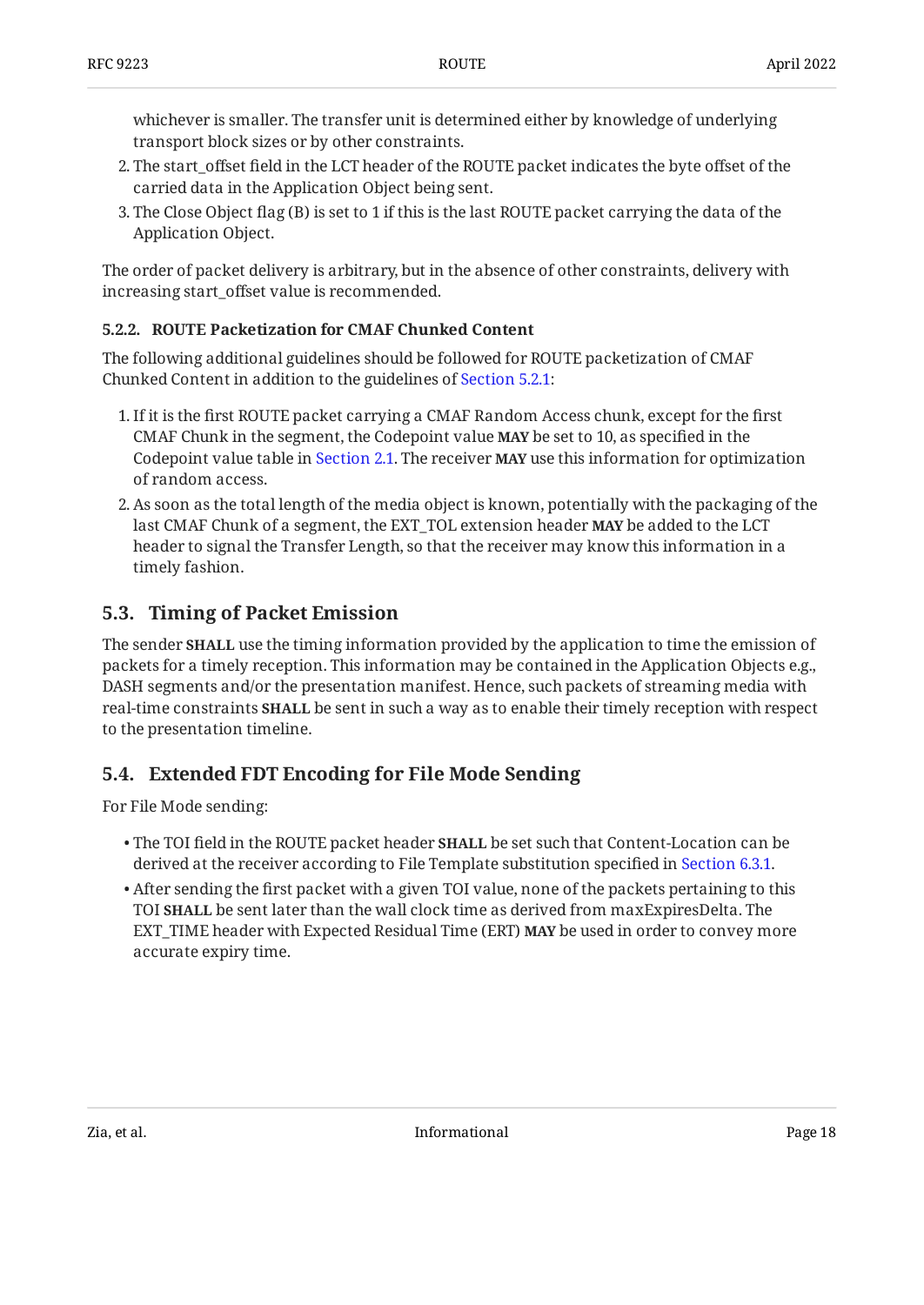whichever is smaller. The transfer unit is determined either by knowledge of underlying transport block sizes or by other constraints.

2. The start_offset field in the LCT header of the ROUTE packet indicates the byte offset of the carried data in the Application Object being sent.
3. The Close Object flag (B) is set to 1 if this is the last ROUTE packet carrying the data of the Application Object.

The order of packet delivery is arbitrary, but in the absence of other constraints, delivery with increasing start_offset value is recommended.

#### 5.2.2. ROUTE Packetization for CMAF Chunked Content

The following additional guidelines should be followed for ROUTE packetization of CMAF Chunked Content in addition to the guidelines of Section 5.2.1:

1. If it is the first ROUTE packet carrying a CMAF Random Access chunk, except for the first CMAF Chunk in the segment, the Codepoint value **MAY** be set to 10, as specified in the Codepoint value table in Section 2.1. The receiver **MAY** use this information for optimization of random access.
2. As soon as the total length of the media object is known, potentially with the packaging of the last CMAF Chunk of a segment, the EXT_TOL extension header **MAY** be added to the LCT header to signal the Transfer Length, so that the receiver may know this information in a timely fashion.

### 5.3. Timing of Packet Emission

The sender **SHALL** use the timing information provided by the application to time the emission of packets for a timely reception. This information may be contained in the Application Objects e.g., DASH segments and/or the presentation manifest. Hence, such packets of streaming media with real-time constraints **SHALL** be sent in such a way as to enable their timely reception with respect to the presentation timeline.

### 5.4. Extended FDT Encoding for File Mode Sending

For File Mode sending:

- The TOI field in the ROUTE packet header **SHALL** be set such that Content-Location can be derived at the receiver according to File Template substitution specified in Section 6.3.1.
- After sending the first packet with a given TOI value, none of the packets pertaining to this TOI **SHALL** be sent later than the wall clock time as derived from maxExpiresDelta. The EXT_TIME header with Expected Residual Time (ERT) **MAY** be used in order to convey more accurate expiry time.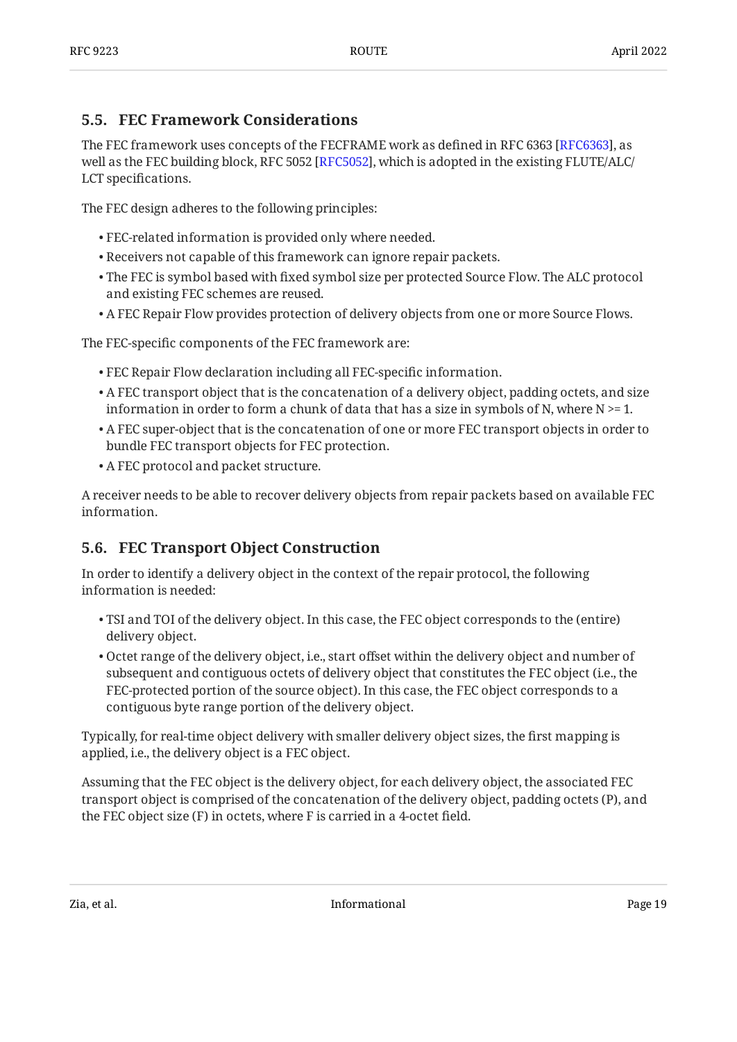## 5.5. FEC Framework Considerations

The FEC framework uses concepts of the FECFRAME work as defined in RFC 6363 [RFC6363], as well as the FEC building block, RFC 5052 [RFC5052], which is adopted in the existing FLUTE/ALC/LCT specifications.

The FEC design adheres to the following principles:

- FEC-related information is provided only where needed.
- Receivers not capable of this framework can ignore repair packets.
- The FEC is symbol based with fixed symbol size per protected Source Flow. The ALC protocol and existing FEC schemes are reused.
- A FEC Repair Flow provides protection of delivery objects from one or more Source Flows.

The FEC-specific components of the FEC framework are:

- FEC Repair Flow declaration including all FEC-specific information.
- A FEC transport object that is the concatenation of a delivery object, padding octets, and size information in order to form a chunk of data that has a size in symbols of N, where N >= 1.
- A FEC super-object that is the concatenation of one or more FEC transport objects in order to bundle FEC transport objects for FEC protection.
- A FEC protocol and packet structure.

A receiver needs to be able to recover delivery objects from repair packets based on available FEC information.

## 5.6. FEC Transport Object Construction

In order to identify a delivery object in the context of the repair protocol, the following information is needed:

- TSI and TOI of the delivery object. In this case, the FEC object corresponds to the (entire) delivery object.
- Octet range of the delivery object, i.e., start offset within the delivery object and number of subsequent and contiguous octets of delivery object that constitutes the FEC object (i.e., the FEC-protected portion of the source object). In this case, the FEC object corresponds to a contiguous byte range portion of the delivery object.

Typically, for real-time object delivery with smaller delivery object sizes, the first mapping is applied, i.e., the delivery object is a FEC object.

Assuming that the FEC object is the delivery object, for each delivery object, the associated FEC transport object is comprised of the concatenation of the delivery object, padding octets (P), and the FEC object size (F) in octets, where F is carried in a 4-octet field.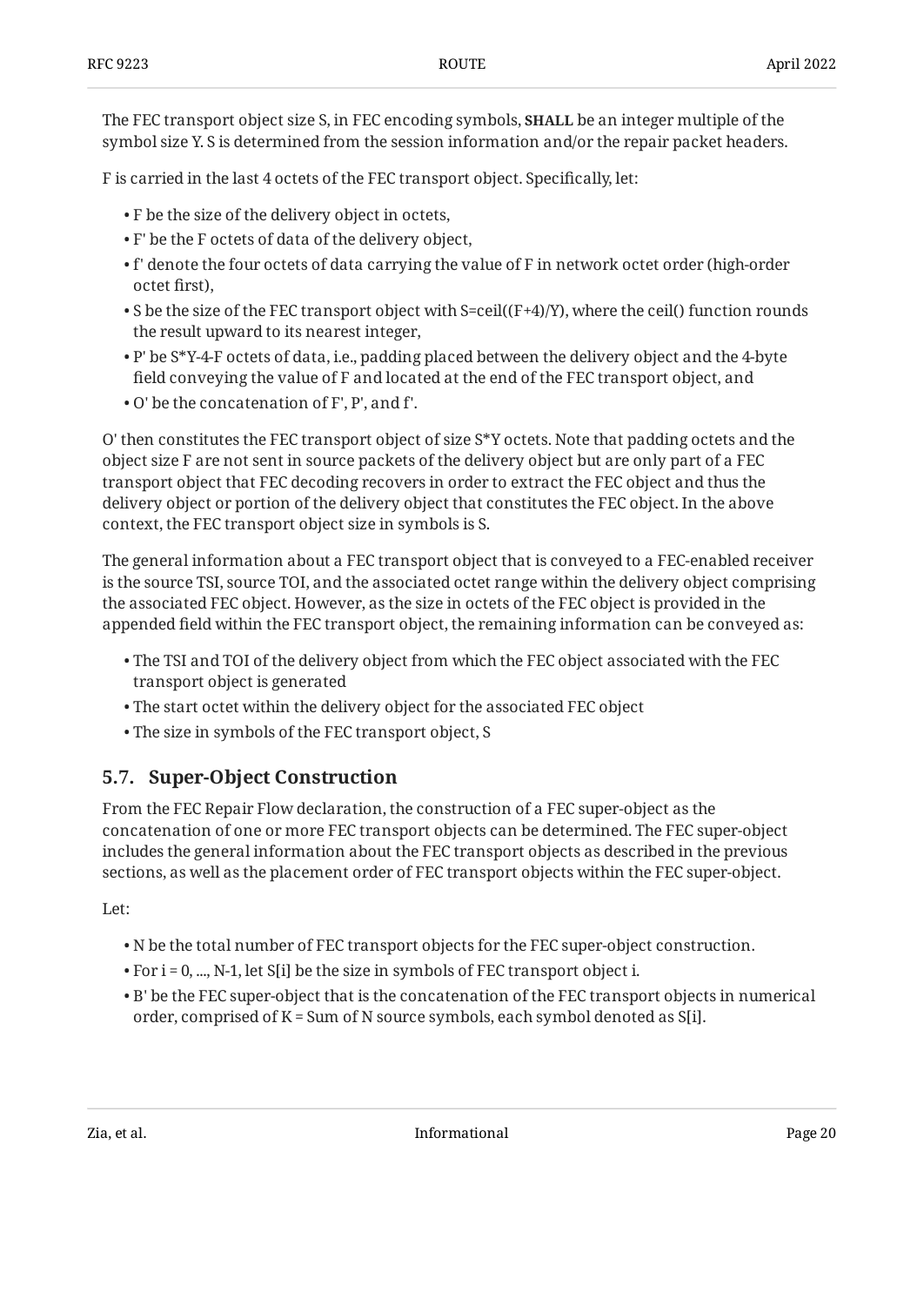The FEC transport object size S, in FEC encoding symbols, **SHALL** be an integer multiple of the symbol size Y. S is determined from the session information and/or the repair packet headers.

F is carried in the last 4 octets of the FEC transport object. Specifically, let:

- F be the size of the delivery object in octets,
- F' be the F octets of data of the delivery object,
- f' denote the four octets of data carrying the value of F in network octet order (high-order octet first),
- S be the size of the FEC transport object with S=ceil((F+4)/Y), where the ceil() function rounds the result upward to its nearest integer,
- P' be S*Y-4-F octets of data, i.e., padding placed between the delivery object and the 4-byte field conveying the value of F and located at the end of the FEC transport object, and
- O' be the concatenation of F', P', and f'.

O' then constitutes the FEC transport object of size S*Y octets. Note that padding octets and the object size F are not sent in source packets of the delivery object but are only part of a FEC transport object that FEC decoding recovers in order to extract the FEC object and thus the delivery object or portion of the delivery object that constitutes the FEC object. In the above context, the FEC transport object size in symbols is S.

The general information about a FEC transport object that is conveyed to a FEC-enabled receiver is the source TSI, source TOI, and the associated octet range within the delivery object comprising the associated FEC object. However, as the size in octets of the FEC object is provided in the appended field within the FEC transport object, the remaining information can be conveyed as:

- The TSI and TOI of the delivery object from which the FEC object associated with the FEC transport object is generated
- The start octet within the delivery object for the associated FEC object
- The size in symbols of the FEC transport object, S

## 5.7. Super-Object Construction

From the FEC Repair Flow declaration, the construction of a FEC super-object as the concatenation of one or more FEC transport objects can be determined. The FEC super-object includes the general information about the FEC transport objects as described in the previous sections, as well as the placement order of FEC transport objects within the FEC super-object.

Let:

- N be the total number of FEC transport objects for the FEC super-object construction.
- For i = 0, ..., N-1, let S[i] be the size in symbols of FEC transport object i.
- B' be the FEC super-object that is the concatenation of the FEC transport objects in numerical order, comprised of K = Sum of N source symbols, each symbol denoted as S[i].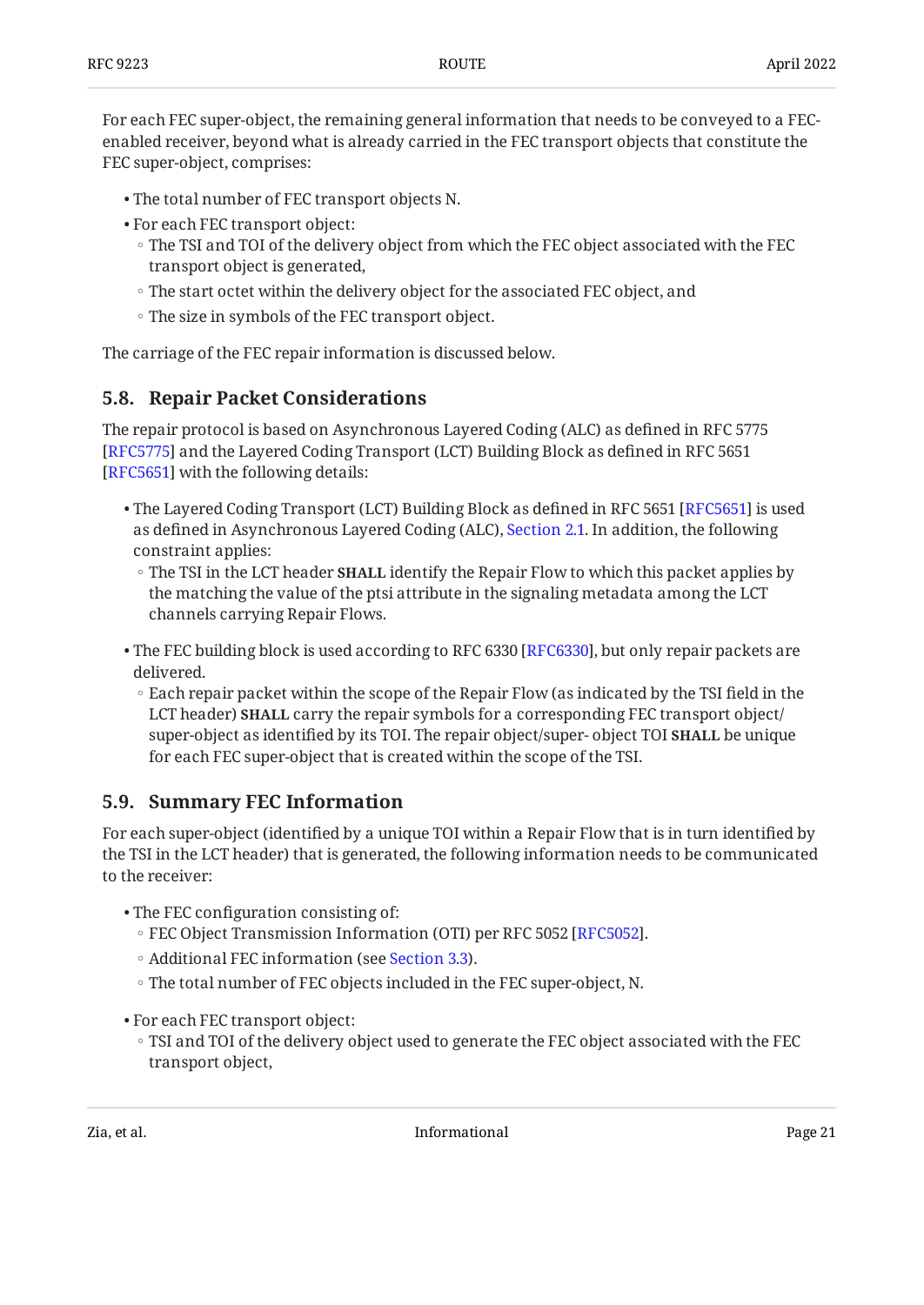For each FEC super-object, the remaining general information that needs to be conveyed to a FEC-enabled receiver, beyond what is already carried in the FEC transport objects that constitute the FEC super-object, comprises:

- The total number of FEC transport objects N.
- For each FEC transport object:
  - The TSI and TOI of the delivery object from which the FEC object associated with the FEC transport object is generated,
  - The start octet within the delivery object for the associated FEC object, and
  - The size in symbols of the FEC transport object.

The carriage of the FEC repair information is discussed below.

## 5.8. Repair Packet Considerations

The repair protocol is based on Asynchronous Layered Coding (ALC) as defined in RFC 5775 [RFC5775] and the Layered Coding Transport (LCT) Building Block as defined in RFC 5651 [RFC5651] with the following details:

- The Layered Coding Transport (LCT) Building Block as defined in RFC 5651 [RFC5651] is used as defined in Asynchronous Layered Coding (ALC), Section 2.1. In addition, the following constraint applies:
  - The TSI in the LCT header **SHALL** identify the Repair Flow to which this packet applies by the matching the value of the ptsi attribute in the signaling metadata among the LCT channels carrying Repair Flows.
- The FEC building block is used according to RFC 6330 [RFC6330], but only repair packets are delivered.
  - Each repair packet within the scope of the Repair Flow (as indicated by the TSI field in the LCT header) **SHALL** carry the repair symbols for a corresponding FEC transport object/super-object as identified by its TOI. The repair object/super- object TOI **SHALL** be unique for each FEC super-object that is created within the scope of the TSI.

## 5.9. Summary FEC Information

For each super-object (identified by a unique TOI within a Repair Flow that is in turn identified by the TSI in the LCT header) that is generated, the following information needs to be communicated to the receiver:

- The FEC configuration consisting of:
  - FEC Object Transmission Information (OTI) per RFC 5052 [RFC5052].
  - Additional FEC information (see Section 3.3).
  - The total number of FEC objects included in the FEC super-object, N.
- For each FEC transport object:
  - TSI and TOI of the delivery object used to generate the FEC object associated with the FEC transport object,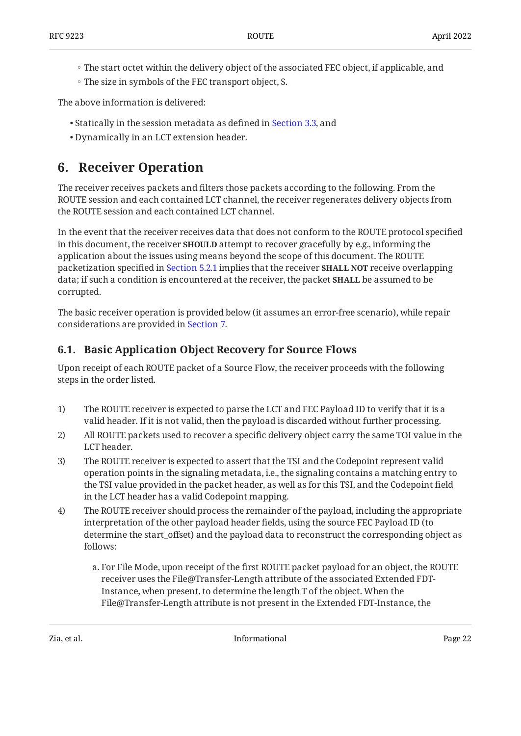- The start octet within the delivery object of the associated FEC object, if applicable, and
- The size in symbols of the FEC transport object, S.

The above information is delivered:

- Statically in the session metadata as defined in Section 3.3, and
- Dynamically in an LCT extension header.

## 6. Receiver Operation

The receiver receives packets and filters those packets according to the following. From the ROUTE session and each contained LCT channel, the receiver regenerates delivery objects from the ROUTE session and each contained LCT channel.

In the event that the receiver receives data that does not conform to the ROUTE protocol specified in this document, the receiver **SHOULD** attempt to recover gracefully by e.g., informing the application about the issues using means beyond the scope of this document. The ROUTE packetization specified in Section 5.2.1 implies that the receiver **SHALL NOT** receive overlapping data; if such a condition is encountered at the receiver, the packet **SHALL** be assumed to be corrupted.

The basic receiver operation is provided below (it assumes an error-free scenario), while repair considerations are provided in Section 7.

### 6.1. Basic Application Object Recovery for Source Flows

Upon receipt of each ROUTE packet of a Source Flow, the receiver proceeds with the following steps in the order listed.

1) The ROUTE receiver is expected to parse the LCT and FEC Payload ID to verify that it is a valid header. If it is not valid, then the payload is discarded without further processing.
2) All ROUTE packets used to recover a specific delivery object carry the same TOI value in the LCT header.
3) The ROUTE receiver is expected to assert that the TSI and the Codepoint represent valid operation points in the signaling metadata, i.e., the signaling contains a matching entry to the TSI value provided in the packet header, as well as for this TSI, and the Codepoint field in the LCT header has a valid Codepoint mapping.
4) The ROUTE receiver should process the remainder of the payload, including the appropriate interpretation of the other payload header fields, using the source FEC Payload ID (to determine the start_offset) and the payload data to reconstruct the corresponding object as follows:

    a. For File Mode, upon receipt of the first ROUTE packet payload for an object, the ROUTE receiver uses the File@Transfer-Length attribute of the associated Extended FDT-Instance, when present, to determine the length T of the object. When the File@Transfer-Length attribute is not present in the Extended FDT-Instance, the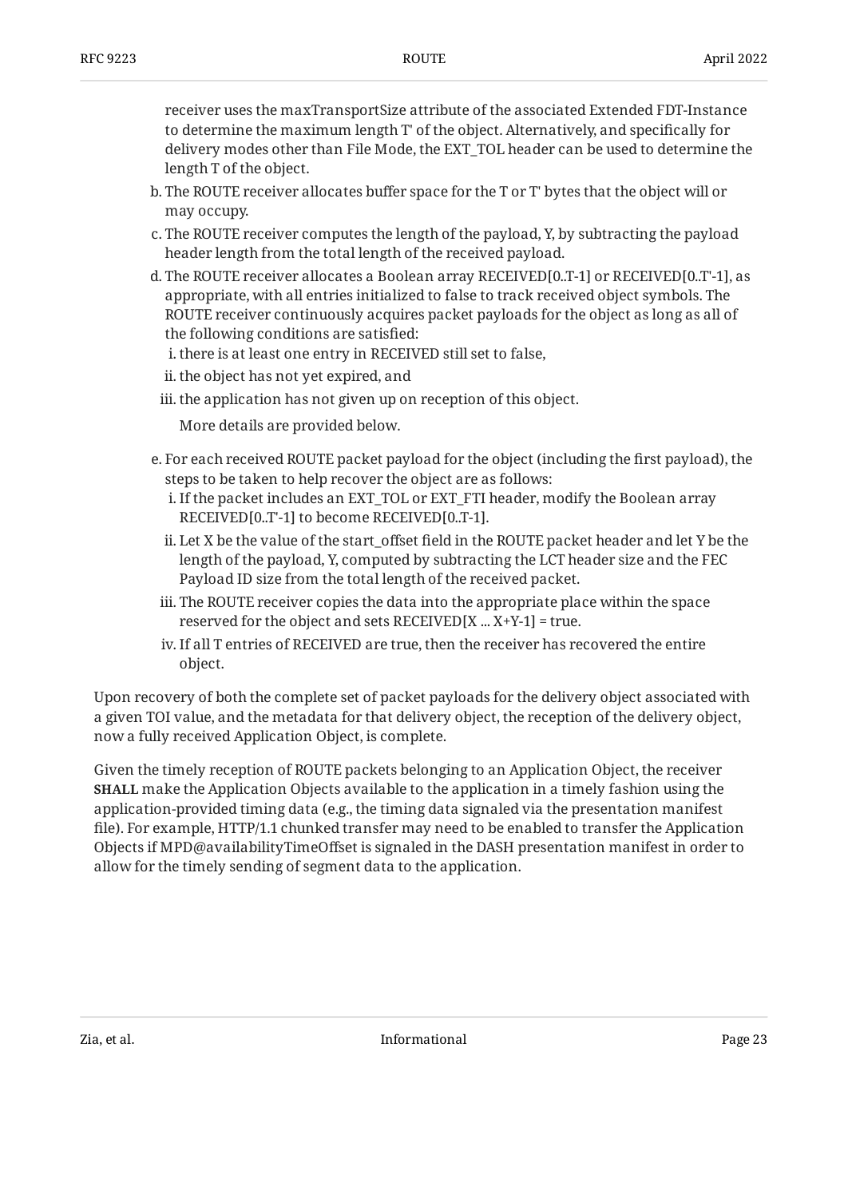receiver uses the maxTransportSize attribute of the associated Extended FDT-Instance to determine the maximum length T' of the object. Alternatively, and specifically for delivery modes other than File Mode, the EXT_TOL header can be used to determine the length T of the object.

b. The ROUTE receiver allocates buffer space for the T or T' bytes that the object will or may occupy.

c. The ROUTE receiver computes the length of the payload, Y, by subtracting the payload header length from the total length of the received payload.

d. The ROUTE receiver allocates a Boolean array RECEIVED[0..T-1] or RECEIVED[0..T'-1], as appropriate, with all entries initialized to false to track received object symbols. The ROUTE receiver continuously acquires packet payloads for the object as long as all of the following conditions are satisfied:

   i. there is at least one entry in RECEIVED still set to false,

   ii. the object has not yet expired, and

   iii. the application has not given up on reception of this object.

   More details are provided below.

e. For each received ROUTE packet payload for the object (including the first payload), the steps to be taken to help recover the object are as follows:

   i. If the packet includes an EXT_TOL or EXT_FTI header, modify the Boolean array RECEIVED[0..T'-1] to become RECEIVED[0..T-1].

   ii. Let X be the value of the start_offset field in the ROUTE packet header and let Y be the length of the payload, Y, computed by subtracting the LCT header size and the FEC Payload ID size from the total length of the received packet.

   iii. The ROUTE receiver copies the data into the appropriate place within the space reserved for the object and sets RECEIVED[X ... X+Y-1] = true.

   iv. If all T entries of RECEIVED are true, then the receiver has recovered the entire object.

Upon recovery of both the complete set of packet payloads for the delivery object associated with a given TOI value, and the metadata for that delivery object, the reception of the delivery object, now a fully received Application Object, is complete.

Given the timely reception of ROUTE packets belonging to an Application Object, the receiver **SHALL** make the Application Objects available to the application in a timely fashion using the application-provided timing data (e.g., the timing data signaled via the presentation manifest file). For example, HTTP/1.1 chunked transfer may need to be enabled to transfer the Application Objects if MPD@availabilityTimeOffset is signaled in the DASH presentation manifest in order to allow for the timely sending of segment data to the application.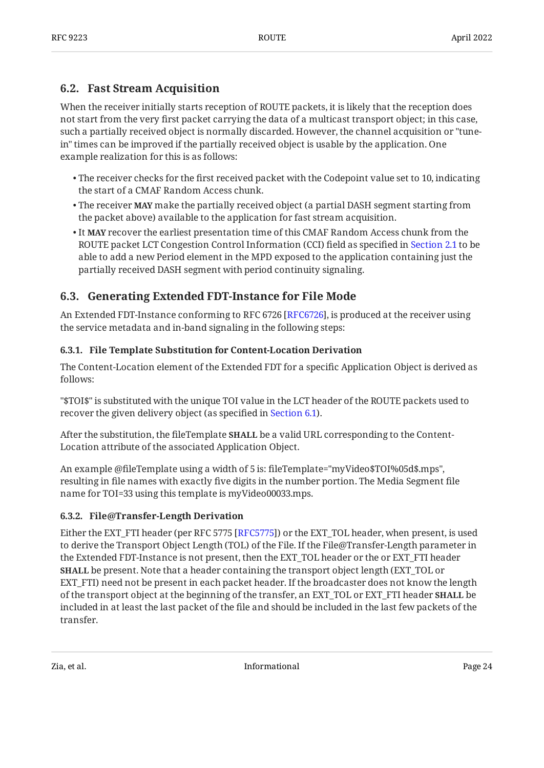## 6.2. Fast Stream Acquisition

When the receiver initially starts reception of ROUTE packets, it is likely that the reception does not start from the very first packet carrying the data of a multicast transport object; in this case, such a partially received object is normally discarded. However, the channel acquisition or "tune-in" times can be improved if the partially received object is usable by the application. One example realization for this is as follows:

- The receiver checks for the first received packet with the Codepoint value set to 10, indicating the start of a CMAF Random Access chunk.
- The receiver **MAY** make the partially received object (a partial DASH segment starting from the packet above) available to the application for fast stream acquisition.
- It **MAY** recover the earliest presentation time of this CMAF Random Access chunk from the ROUTE packet LCT Congestion Control Information (CCI) field as specified in Section 2.1 to be able to add a new Period element in the MPD exposed to the application containing just the partially received DASH segment with period continuity signaling.

## 6.3. Generating Extended FDT-Instance for File Mode

An Extended FDT-Instance conforming to RFC 6726 [RFC6726], is produced at the receiver using the service metadata and in-band signaling in the following steps:

### 6.3.1. File Template Substitution for Content-Location Derivation

The Content-Location element of the Extended FDT for a specific Application Object is derived as follows:

"$TOI$" is substituted with the unique TOI value in the LCT header of the ROUTE packets used to recover the given delivery object (as specified in Section 6.1).

After the substitution, the fileTemplate **SHALL** be a valid URL corresponding to the Content-Location attribute of the associated Application Object.

An example @fileTemplate using a width of 5 is: fileTemplate="myVideo$TOI%05d$.mps", resulting in file names with exactly five digits in the number portion. The Media Segment file name for TOI=33 using this template is myVideo00033.mps.

### 6.3.2. File@Transfer-Length Derivation

Either the EXT_FTI header (per RFC 5775 [RFC5775]) or the EXT_TOL header, when present, is used to derive the Transport Object Length (TOL) of the File. If the File@Transfer-Length parameter in the Extended FDT-Instance is not present, then the EXT_TOL header or the or EXT_FTI header **SHALL** be present. Note that a header containing the transport object length (EXT_TOL or EXT_FTI) need not be present in each packet header. If the broadcaster does not know the length of the transport object at the beginning of the transfer, an EXT_TOL or EXT_FTI header **SHALL** be included in at least the last packet of the file and should be included in the last few packets of the transfer.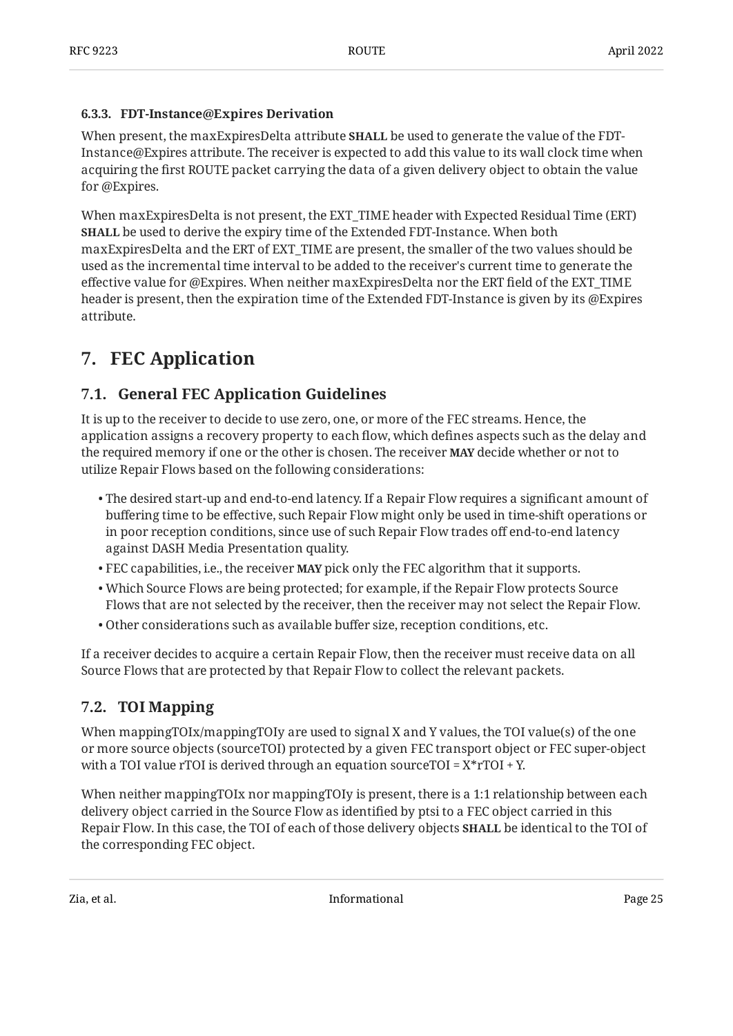#### 6.3.3. FDT-Instance@Expires Derivation

When present, the maxExpiresDelta attribute **SHALL** be used to generate the value of the FDT-Instance@Expires attribute. The receiver is expected to add this value to its wall clock time when acquiring the first ROUTE packet carrying the data of a given delivery object to obtain the value for @Expires.

When maxExpiresDelta is not present, the EXT_TIME header with Expected Residual Time (ERT) **SHALL** be used to derive the expiry time of the Extended FDT-Instance. When both maxExpiresDelta and the ERT of EXT_TIME are present, the smaller of the two values should be used as the incremental time interval to be added to the receiver's current time to generate the effective value for @Expires. When neither maxExpiresDelta nor the ERT field of the EXT_TIME header is present, then the expiration time of the Extended FDT-Instance is given by its @Expires attribute.

# 7. FEC Application

## 7.1. General FEC Application Guidelines

It is up to the receiver to decide to use zero, one, or more of the FEC streams. Hence, the application assigns a recovery property to each flow, which defines aspects such as the delay and the required memory if one or the other is chosen. The receiver **MAY** decide whether or not to utilize Repair Flows based on the following considerations:

- The desired start-up and end-to-end latency. If a Repair Flow requires a significant amount of buffering time to be effective, such Repair Flow might only be used in time-shift operations or in poor reception conditions, since use of such Repair Flow trades off end-to-end latency against DASH Media Presentation quality.
- FEC capabilities, i.e., the receiver **MAY** pick only the FEC algorithm that it supports.
- Which Source Flows are being protected; for example, if the Repair Flow protects Source Flows that are not selected by the receiver, then the receiver may not select the Repair Flow.
- Other considerations such as available buffer size, reception conditions, etc.

If a receiver decides to acquire a certain Repair Flow, then the receiver must receive data on all Source Flows that are protected by that Repair Flow to collect the relevant packets.

## 7.2. TOI Mapping

When mappingTOIx/mappingTOIy are used to signal X and Y values, the TOI value(s) of the one or more source objects (sourceTOI) protected by a given FEC transport object or FEC super-object with a TOI value rTOI is derived through an equation sourceTOI = X*rTOI + Y.

When neither mappingTOIx nor mappingTOIy is present, there is a 1:1 relationship between each delivery object carried in the Source Flow as identified by ptsi to a FEC object carried in this Repair Flow. In this case, the TOI of each of those delivery objects **SHALL** be identical to the TOI of the corresponding FEC object.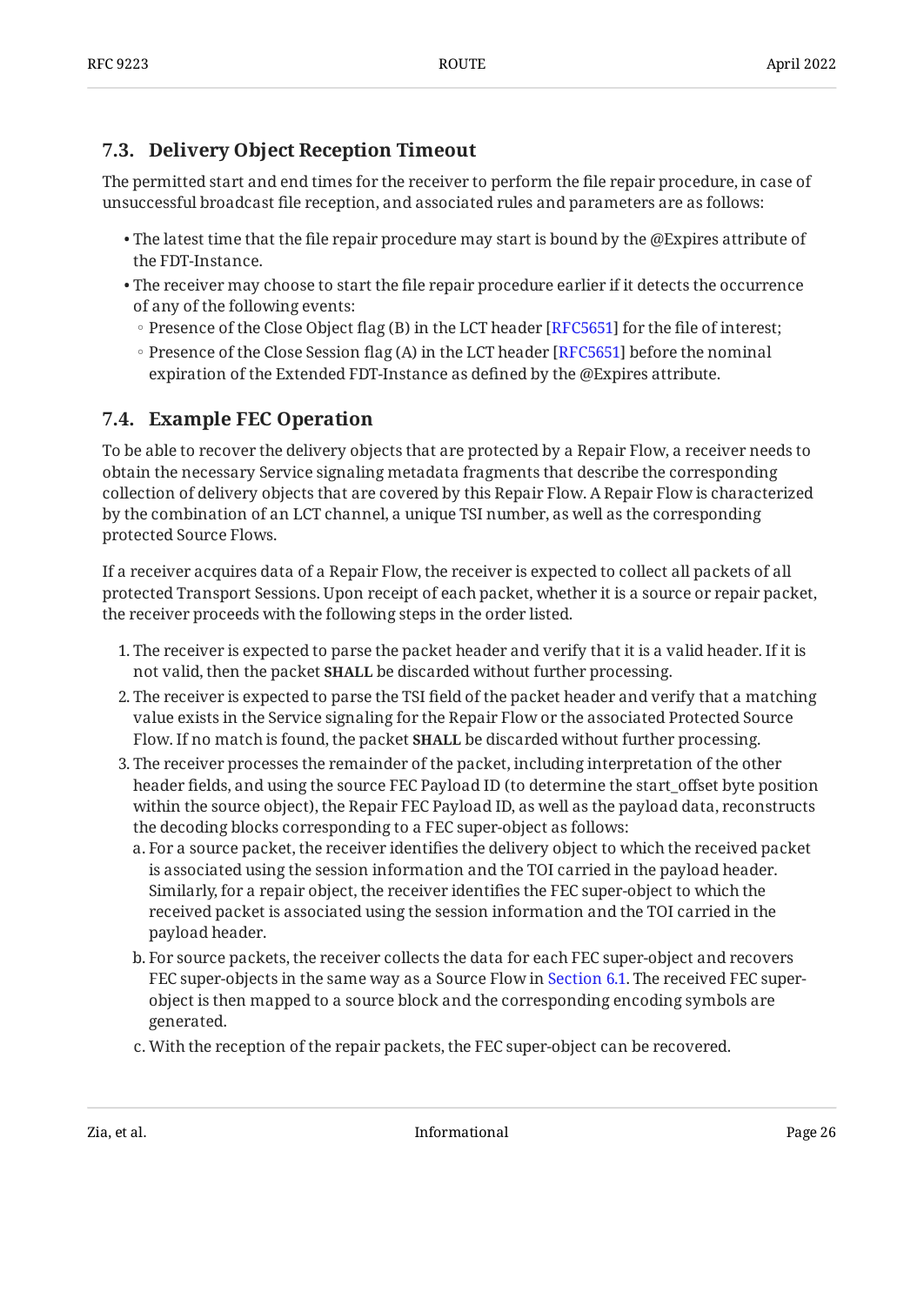## 7.3. Delivery Object Reception Timeout

The permitted start and end times for the receiver to perform the file repair procedure, in case of unsuccessful broadcast file reception, and associated rules and parameters are as follows:

- The latest time that the file repair procedure may start is bound by the @Expires attribute of the FDT-Instance.
- The receiver may choose to start the file repair procedure earlier if it detects the occurrence of any of the following events:
  - Presence of the Close Object flag (B) in the LCT header [RFC5651] for the file of interest;
  - Presence of the Close Session flag (A) in the LCT header [RFC5651] before the nominal expiration of the Extended FDT-Instance as defined by the @Expires attribute.

## 7.4. Example FEC Operation

To be able to recover the delivery objects that are protected by a Repair Flow, a receiver needs to obtain the necessary Service signaling metadata fragments that describe the corresponding collection of delivery objects that are covered by this Repair Flow. A Repair Flow is characterized by the combination of an LCT channel, a unique TSI number, as well as the corresponding protected Source Flows.

If a receiver acquires data of a Repair Flow, the receiver is expected to collect all packets of all protected Transport Sessions. Upon receipt of each packet, whether it is a source or repair packet, the receiver proceeds with the following steps in the order listed.

1. The receiver is expected to parse the packet header and verify that it is a valid header. If it is not valid, then the packet **SHALL** be discarded without further processing.
2. The receiver is expected to parse the TSI field of the packet header and verify that a matching value exists in the Service signaling for the Repair Flow or the associated Protected Source Flow. If no match is found, the packet **SHALL** be discarded without further processing.
3. The receiver processes the remainder of the packet, including interpretation of the other header fields, and using the source FEC Payload ID (to determine the start_offset byte position within the source object), the Repair FEC Payload ID, as well as the payload data, reconstructs the decoding blocks corresponding to a FEC super-object as follows:
   a. For a source packet, the receiver identifies the delivery object to which the received packet is associated using the session information and the TOI carried in the payload header. Similarly, for a repair object, the receiver identifies the FEC super-object to which the received packet is associated using the session information and the TOI carried in the payload header.
   b. For source packets, the receiver collects the data for each FEC super-object and recovers FEC super-objects in the same way as a Source Flow in Section 6.1. The received FEC super-object is then mapped to a source block and the corresponding encoding symbols are generated.
   c. With the reception of the repair packets, the FEC super-object can be recovered.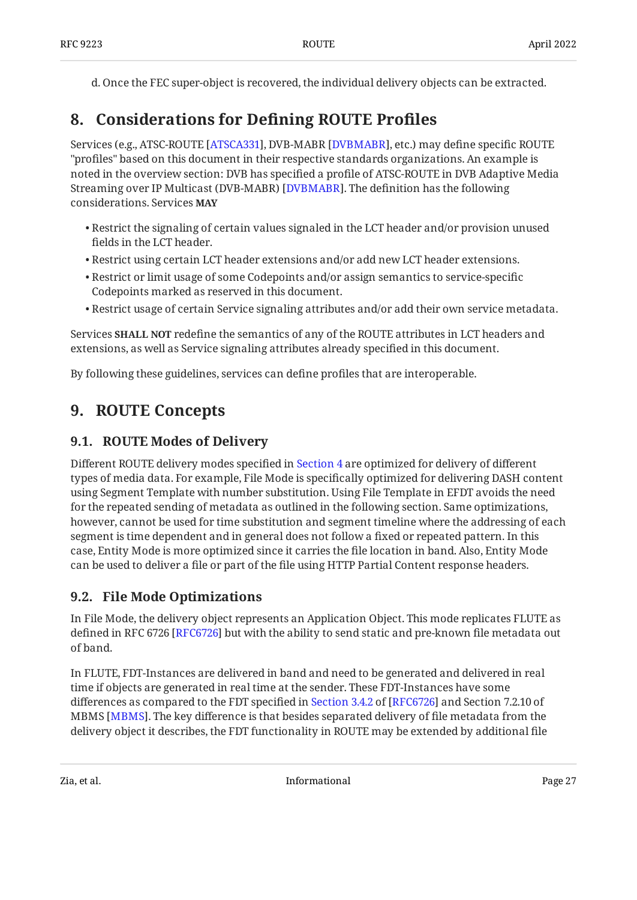d. Once the FEC super-object is recovered, the individual delivery objects can be extracted.

## 8. Considerations for Defining ROUTE Profiles

Services (e.g., ATSC-ROUTE [ATSCA331], DVB-MABR [DVBMABR], etc.) may define specific ROUTE "profiles" based on this document in their respective standards organizations. An example is noted in the overview section: DVB has specified a profile of ATSC-ROUTE in DVB Adaptive Media Streaming over IP Multicast (DVB-MABR) [DVBMABR]. The definition has the following considerations. Services **MAY**

- Restrict the signaling of certain values signaled in the LCT header and/or provision unused fields in the LCT header.
- Restrict using certain LCT header extensions and/or add new LCT header extensions.
- Restrict or limit usage of some Codepoints and/or assign semantics to service-specific Codepoints marked as reserved in this document.
- Restrict usage of certain Service signaling attributes and/or add their own service metadata.

Services **SHALL NOT** redefine the semantics of any of the ROUTE attributes in LCT headers and extensions, as well as Service signaling attributes already specified in this document.

By following these guidelines, services can define profiles that are interoperable.

## 9. ROUTE Concepts

### 9.1. ROUTE Modes of Delivery

Different ROUTE delivery modes specified in Section 4 are optimized for delivery of different types of media data. For example, File Mode is specifically optimized for delivering DASH content using Segment Template with number substitution. Using File Template in EFDT avoids the need for the repeated sending of metadata as outlined in the following section. Same optimizations, however, cannot be used for time substitution and segment timeline where the addressing of each segment is time dependent and in general does not follow a fixed or repeated pattern. In this case, Entity Mode is more optimized since it carries the file location in band. Also, Entity Mode can be used to deliver a file or part of the file using HTTP Partial Content response headers.

### 9.2. File Mode Optimizations

In File Mode, the delivery object represents an Application Object. This mode replicates FLUTE as defined in RFC 6726 [RFC6726] but with the ability to send static and pre-known file metadata out of band.

In FLUTE, FDT-Instances are delivered in band and need to be generated and delivered in real time if objects are generated in real time at the sender. These FDT-Instances have some differences as compared to the FDT specified in Section 3.4.2 of [RFC6726] and Section 7.2.10 of MBMS [MBMS]. The key difference is that besides separated delivery of file metadata from the delivery object it describes, the FDT functionality in ROUTE may be extended by additional file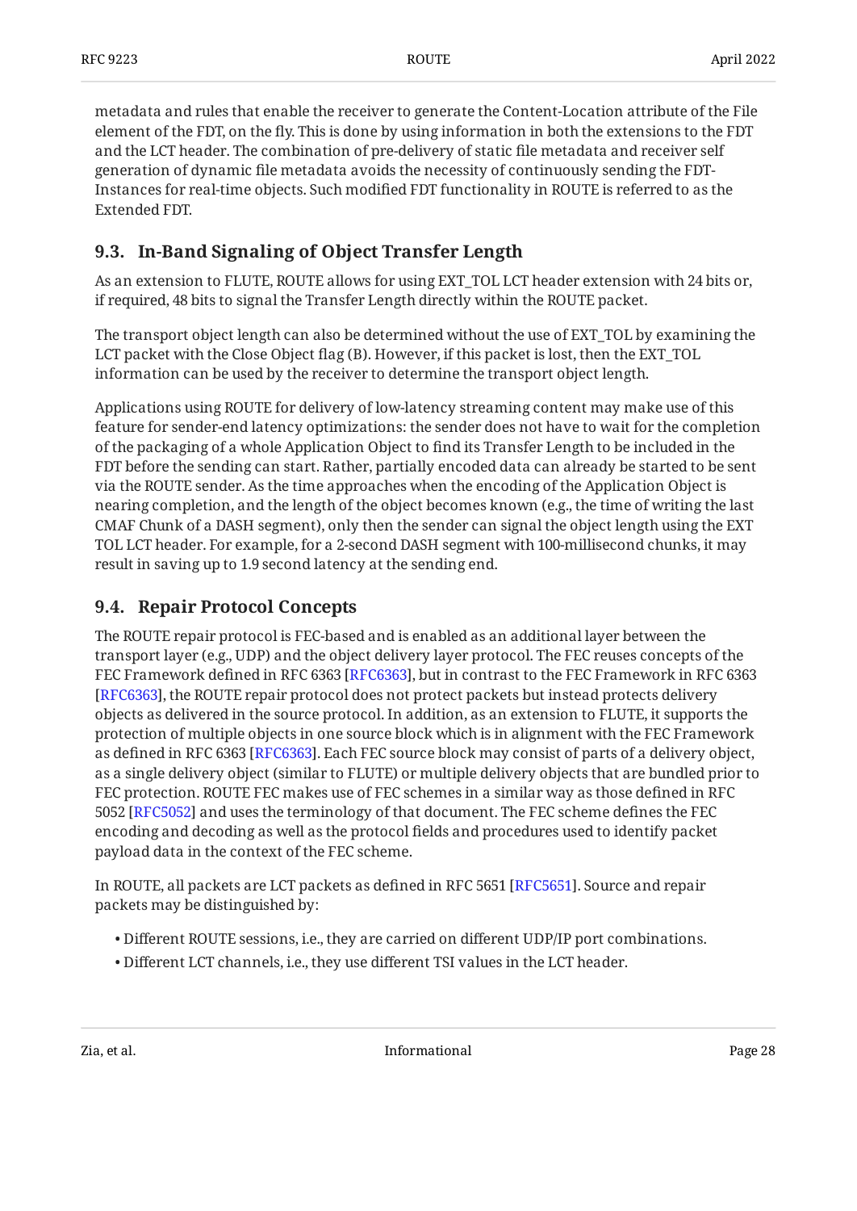metadata and rules that enable the receiver to generate the Content-Location attribute of the File element of the FDT, on the fly. This is done by using information in both the extensions to the FDT and the LCT header. The combination of pre-delivery of static file metadata and receiver self generation of dynamic file metadata avoids the necessity of continuously sending the FDT-Instances for real-time objects. Such modified FDT functionality in ROUTE is referred to as the Extended FDT.

## 9.3. In-Band Signaling of Object Transfer Length

As an extension to FLUTE, ROUTE allows for using EXT_TOL LCT header extension with 24 bits or, if required, 48 bits to signal the Transfer Length directly within the ROUTE packet.

The transport object length can also be determined without the use of EXT_TOL by examining the LCT packet with the Close Object flag (B). However, if this packet is lost, then the EXT_TOL information can be used by the receiver to determine the transport object length.

Applications using ROUTE for delivery of low-latency streaming content may make use of this feature for sender-end latency optimizations: the sender does not have to wait for the completion of the packaging of a whole Application Object to find its Transfer Length to be included in the FDT before the sending can start. Rather, partially encoded data can already be started to be sent via the ROUTE sender. As the time approaches when the encoding of the Application Object is nearing completion, and the length of the object becomes known (e.g., the time of writing the last CMAF Chunk of a DASH segment), only then the sender can signal the object length using the EXT TOL LCT header. For example, for a 2-second DASH segment with 100-millisecond chunks, it may result in saving up to 1.9 second latency at the sending end.

## 9.4. Repair Protocol Concepts

The ROUTE repair protocol is FEC-based and is enabled as an additional layer between the transport layer (e.g., UDP) and the object delivery layer protocol. The FEC reuses concepts of the FEC Framework defined in RFC 6363 [RFC6363], but in contrast to the FEC Framework in RFC 6363 [RFC6363], the ROUTE repair protocol does not protect packets but instead protects delivery objects as delivered in the source protocol. In addition, as an extension to FLUTE, it supports the protection of multiple objects in one source block which is in alignment with the FEC Framework as defined in RFC 6363 [RFC6363]. Each FEC source block may consist of parts of a delivery object, as a single delivery object (similar to FLUTE) or multiple delivery objects that are bundled prior to FEC protection. ROUTE FEC makes use of FEC schemes in a similar way as those defined in RFC 5052 [RFC5052] and uses the terminology of that document. The FEC scheme defines the FEC encoding and decoding as well as the protocol fields and procedures used to identify packet payload data in the context of the FEC scheme.

In ROUTE, all packets are LCT packets as defined in RFC 5651 [RFC5651]. Source and repair packets may be distinguished by:

- Different ROUTE sessions, i.e., they are carried on different UDP/IP port combinations.
- Different LCT channels, i.e., they use different TSI values in the LCT header.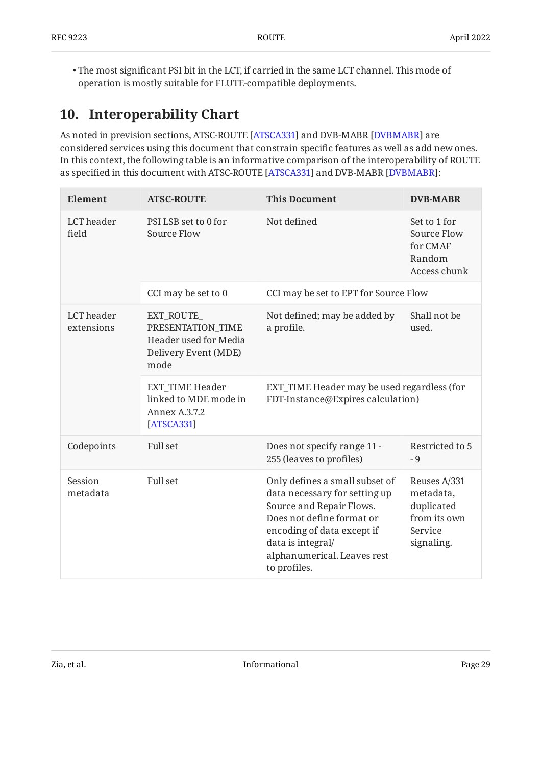- The most significant PSI bit in the LCT, if carried in the same LCT channel. This mode of operation is mostly suitable for FLUTE-compatible deployments.

## 10. Interoperability Chart

As noted in prevision sections, ATSC-ROUTE [ATSCA331] and DVB-MABR [DVBMABR] are considered services using this document that constrain specific features as well as add new ones. In this context, the following table is an informative comparison of the interoperability of ROUTE as specified in this document with ATSC-ROUTE [ATSCA331] and DVB-MABR [DVBMABR]:

| Element | ATSC-ROUTE | This Document | DVB-MABR |
| --- | --- | --- | --- |
| LCT header field | PSI LSB set to 0 for Source Flow | Not defined | Set to 1 for Source Flow for CMAF Random Access chunk |
| | CCI may be set to 0 | CCI may be set to EPT for Source Flow | |
| LCT header extensions | EXT_ROUTE_PRESENTATION_TIME Header used for Media Delivery Event (MDE) mode | Not defined; may be added by a profile. | Shall not be used. |
| | EXT_TIME Header linked to MDE mode in Annex A.3.7.2 [ATSCA331] | EXT_TIME Header may be used regardless (for FDT-Instance@Expires calculation) | |
| Codepoints | Full set | Does not specify range 11 - 255 (leaves to profiles) | Restricted to 5 - 9 |
| Session metadata | Full set | Only defines a small subset of data necessary for setting up Source and Repair Flows. Does not define format or encoding of data except if data is integral/alphanumerical. Leaves rest to profiles. | Reuses A/331 metadata, duplicated from its own Service signaling. |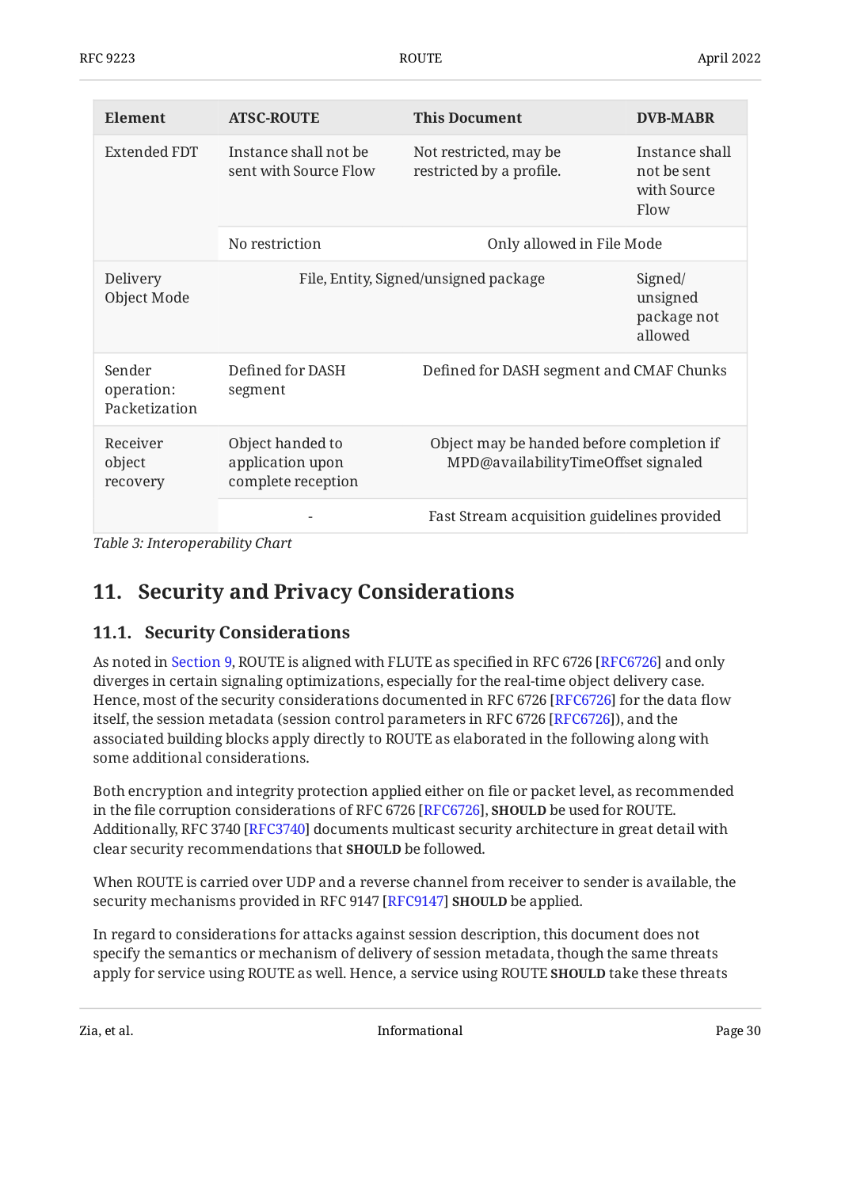| Element | ATSC-ROUTE | This Document | DVB-MABR |
|---|---|---|---|
| Extended FDT | Instance shall not be sent with Source Flow | Not restricted, may be restricted by a profile. | Instance shall not be sent with Source Flow |
| | No restriction | Only allowed in File Mode | |
| Delivery Object Mode | File, Entity, Signed/unsigned package | | Signed/unsigned package not allowed |
| Sender operation: Packetization | Defined for DASH segment | Defined for DASH segment and CMAF Chunks | |
| Receiver object recovery | Object handed to application upon complete reception | Object may be handed before completion if MPD@availabilityTimeOffset signaled | |
| | - | Fast Stream acquisition guidelines provided | |

*Table 3: Interoperability Chart*

## 11. Security and Privacy Considerations

### 11.1. Security Considerations

As noted in Section 9, ROUTE is aligned with FLUTE as specified in RFC 6726 [RFC6726] and only diverges in certain signaling optimizations, especially for the real-time object delivery case. Hence, most of the security considerations documented in RFC 6726 [RFC6726] for the data flow itself, the session metadata (session control parameters in RFC 6726 [RFC6726]), and the associated building blocks apply directly to ROUTE as elaborated in the following along with some additional considerations.

Both encryption and integrity protection applied either on file or packet level, as recommended in the file corruption considerations of RFC 6726 [RFC6726], **SHOULD** be used for ROUTE. Additionally, RFC 3740 [RFC3740] documents multicast security architecture in great detail with clear security recommendations that **SHOULD** be followed.

When ROUTE is carried over UDP and a reverse channel from receiver to sender is available, the security mechanisms provided in RFC 9147 [RFC9147] **SHOULD** be applied.

In regard to considerations for attacks against session description, this document does not specify the semantics or mechanism of delivery of session metadata, though the same threats apply for service using ROUTE as well. Hence, a service using ROUTE **SHOULD** take these threats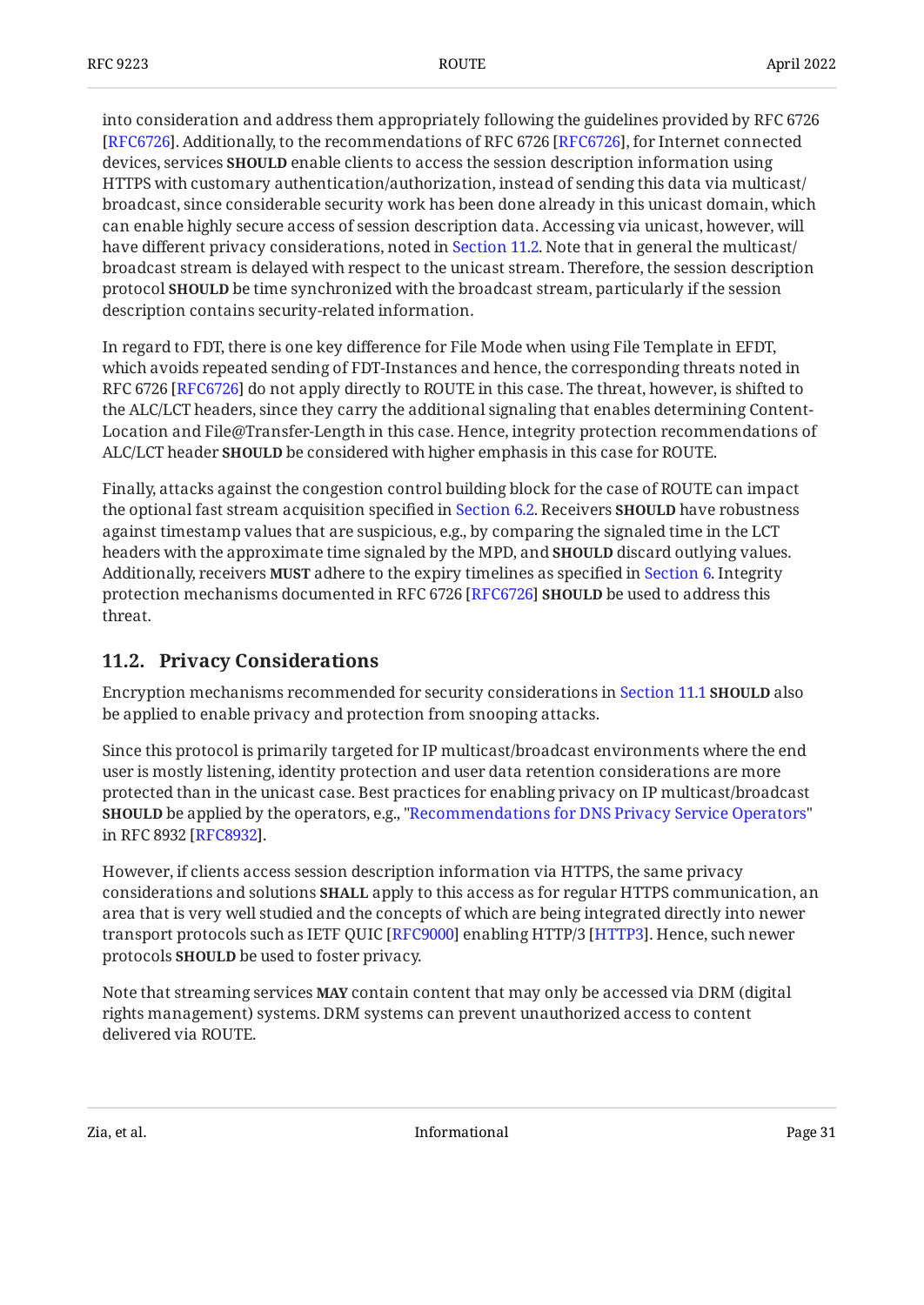into consideration and address them appropriately following the guidelines provided by RFC 6726 [RFC6726]. Additionally, to the recommendations of RFC 6726 [RFC6726], for Internet connected devices, services **SHOULD** enable clients to access the session description information using HTTPS with customary authentication/authorization, instead of sending this data via multicast/broadcast, since considerable security work has been done already in this unicast domain, which can enable highly secure access of session description data. Accessing via unicast, however, will have different privacy considerations, noted in Section 11.2. Note that in general the multicast/broadcast stream is delayed with respect to the unicast stream. Therefore, the session description protocol **SHOULD** be time synchronized with the broadcast stream, particularly if the session description contains security-related information.

In regard to FDT, there is one key difference for File Mode when using File Template in EFDT, which avoids repeated sending of FDT-Instances and hence, the corresponding threats noted in RFC 6726 [RFC6726] do not apply directly to ROUTE in this case. The threat, however, is shifted to the ALC/LCT headers, since they carry the additional signaling that enables determining Content-Location and File@Transfer-Length in this case. Hence, integrity protection recommendations of ALC/LCT header **SHOULD** be considered with higher emphasis in this case for ROUTE.

Finally, attacks against the congestion control building block for the case of ROUTE can impact the optional fast stream acquisition specified in Section 6.2. Receivers **SHOULD** have robustness against timestamp values that are suspicious, e.g., by comparing the signaled time in the LCT headers with the approximate time signaled by the MPD, and **SHOULD** discard outlying values. Additionally, receivers **MUST** adhere to the expiry timelines as specified in Section 6. Integrity protection mechanisms documented in RFC 6726 [RFC6726] **SHOULD** be used to address this threat.

## 11.2. Privacy Considerations

Encryption mechanisms recommended for security considerations in Section 11.1 **SHOULD** also be applied to enable privacy and protection from snooping attacks.

Since this protocol is primarily targeted for IP multicast/broadcast environments where the end user is mostly listening, identity protection and user data retention considerations are more protected than in the unicast case. Best practices for enabling privacy on IP multicast/broadcast **SHOULD** be applied by the operators, e.g., "Recommendations for DNS Privacy Service Operators" in RFC 8932 [RFC8932].

However, if clients access session description information via HTTPS, the same privacy considerations and solutions **SHALL** apply to this access as for regular HTTPS communication, an area that is very well studied and the concepts of which are being integrated directly into newer transport protocols such as IETF QUIC [RFC9000] enabling HTTP/3 [HTTP3]. Hence, such newer protocols **SHOULD** be used to foster privacy.

Note that streaming services **MAY** contain content that may only be accessed via DRM (digital rights management) systems. DRM systems can prevent unauthorized access to content delivered via ROUTE.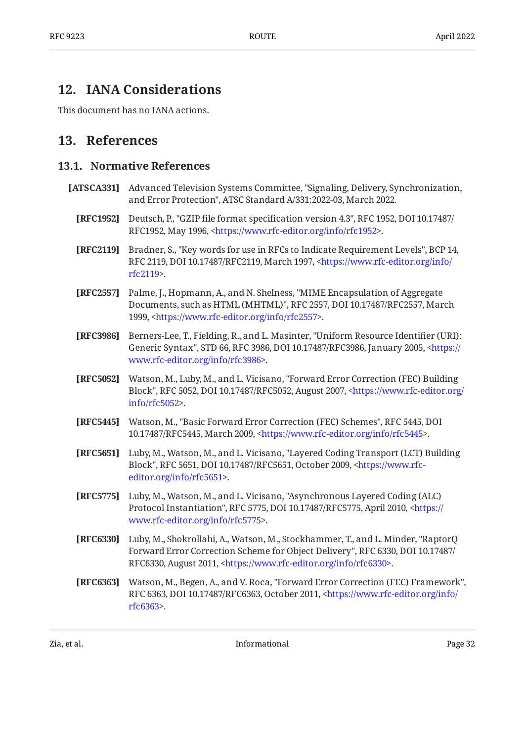## 12. IANA Considerations

This document has no IANA actions.

## 13. References

### 13.1. Normative References

**[ATSCA331]** Advanced Television Systems Committee, "Signaling, Delivery, Synchronization, and Error Protection", ATSC Standard A/331:2022-03, March 2022.

**[RFC1952]** Deutsch, P., "GZIP file format specification version 4.3", RFC 1952, DOI 10.17487/RFC1952, May 1996, <https://www.rfc-editor.org/info/rfc1952>.

**[RFC2119]** Bradner, S., "Key words for use in RFCs to Indicate Requirement Levels", BCP 14, RFC 2119, DOI 10.17487/RFC2119, March 1997, <https://www.rfc-editor.org/info/rfc2119>.

**[RFC2557]** Palme, J., Hopmann, A., and N. Shelness, "MIME Encapsulation of Aggregate Documents, such as HTML (MHTML)", RFC 2557, DOI 10.17487/RFC2557, March 1999, <https://www.rfc-editor.org/info/rfc2557>.

**[RFC3986]** Berners-Lee, T., Fielding, R., and L. Masinter, "Uniform Resource Identifier (URI): Generic Syntax", STD 66, RFC 3986, DOI 10.17487/RFC3986, January 2005, <https://www.rfc-editor.org/info/rfc3986>.

**[RFC5052]** Watson, M., Luby, M., and L. Vicisano, "Forward Error Correction (FEC) Building Block", RFC 5052, DOI 10.17487/RFC5052, August 2007, <https://www.rfc-editor.org/info/rfc5052>.

**[RFC5445]** Watson, M., "Basic Forward Error Correction (FEC) Schemes", RFC 5445, DOI 10.17487/RFC5445, March 2009, <https://www.rfc-editor.org/info/rfc5445>.

**[RFC5651]** Luby, M., Watson, M., and L. Vicisano, "Layered Coding Transport (LCT) Building Block", RFC 5651, DOI 10.17487/RFC5651, October 2009, <https://www.rfc-editor.org/info/rfc5651>.

**[RFC5775]** Luby, M., Watson, M., and L. Vicisano, "Asynchronous Layered Coding (ALC) Protocol Instantiation", RFC 5775, DOI 10.17487/RFC5775, April 2010, <https://www.rfc-editor.org/info/rfc5775>.

**[RFC6330]** Luby, M., Shokrollahi, A., Watson, M., Stockhammer, T., and L. Minder, "RaptorQ Forward Error Correction Scheme for Object Delivery", RFC 6330, DOI 10.17487/RFC6330, August 2011, <https://www.rfc-editor.org/info/rfc6330>.

**[RFC6363]** Watson, M., Begen, A., and V. Roca, "Forward Error Correction (FEC) Framework", RFC 6363, DOI 10.17487/RFC6363, October 2011, <https://www.rfc-editor.org/info/rfc6363>.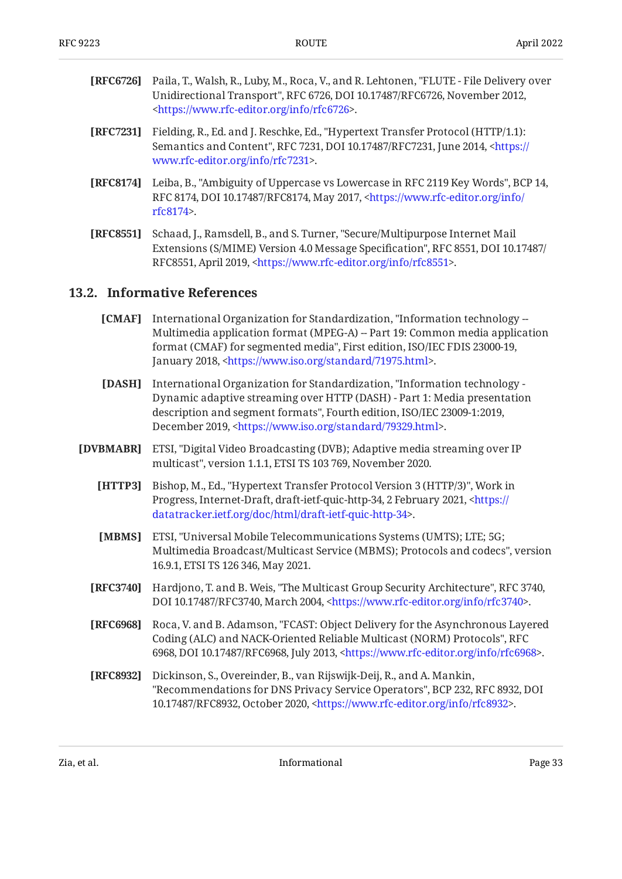**[RFC6726]** Paila, T., Walsh, R., Luby, M., Roca, V., and R. Lehtonen, "FLUTE - File Delivery over Unidirectional Transport", RFC 6726, DOI 10.17487/RFC6726, November 2012, <https://www.rfc-editor.org/info/rfc6726>.

**[RFC7231]** Fielding, R., Ed. and J. Reschke, Ed., "Hypertext Transfer Protocol (HTTP/1.1): Semantics and Content", RFC 7231, DOI 10.17487/RFC7231, June 2014, <https://www.rfc-editor.org/info/rfc7231>.

**[RFC8174]** Leiba, B., "Ambiguity of Uppercase vs Lowercase in RFC 2119 Key Words", BCP 14, RFC 8174, DOI 10.17487/RFC8174, May 2017, <https://www.rfc-editor.org/info/rfc8174>.

**[RFC8551]** Schaad, J., Ramsdell, B., and S. Turner, "Secure/Multipurpose Internet Mail Extensions (S/MIME) Version 4.0 Message Specification", RFC 8551, DOI 10.17487/RFC8551, April 2019, <https://www.rfc-editor.org/info/rfc8551>.

## 13.2. Informative References

**[CMAF]** International Organization for Standardization, "Information technology -- Multimedia application format (MPEG-A) -- Part 19: Common media application format (CMAF) for segmented media", First edition, ISO/IEC FDIS 23000-19, January 2018, <https://www.iso.org/standard/71975.html>.

**[DASH]** International Organization for Standardization, "Information technology - Dynamic adaptive streaming over HTTP (DASH) - Part 1: Media presentation description and segment formats", Fourth edition, ISO/IEC 23009-1:2019, December 2019, <https://www.iso.org/standard/79329.html>.

**[DVBMABR]** ETSI, "Digital Video Broadcasting (DVB); Adaptive media streaming over IP multicast", version 1.1.1, ETSI TS 103 769, November 2020.

**[HTTP3]** Bishop, M., Ed., "Hypertext Transfer Protocol Version 3 (HTTP/3)", Work in Progress, Internet-Draft, draft-ietf-quic-http-34, 2 February 2021, <https://datatracker.ietf.org/doc/html/draft-ietf-quic-http-34>.

**[MBMS]** ETSI, "Universal Mobile Telecommunications Systems (UMTS); LTE; 5G; Multimedia Broadcast/Multicast Service (MBMS); Protocols and codecs", version 16.9.1, ETSI TS 126 346, May 2021.

**[RFC3740]** Hardjono, T. and B. Weis, "The Multicast Group Security Architecture", RFC 3740, DOI 10.17487/RFC3740, March 2004, <https://www.rfc-editor.org/info/rfc3740>.

**[RFC6968]** Roca, V. and B. Adamson, "FCAST: Object Delivery for the Asynchronous Layered Coding (ALC) and NACK-Oriented Reliable Multicast (NORM) Protocols", RFC 6968, DOI 10.17487/RFC6968, July 2013, <https://www.rfc-editor.org/info/rfc6968>.

**[RFC8932]** Dickinson, S., Overeinder, B., van Rijswijk-Deij, R., and A. Mankin, "Recommendations for DNS Privacy Service Operators", BCP 232, RFC 8932, DOI 10.17487/RFC8932, October 2020, <https://www.rfc-editor.org/info/rfc8932>.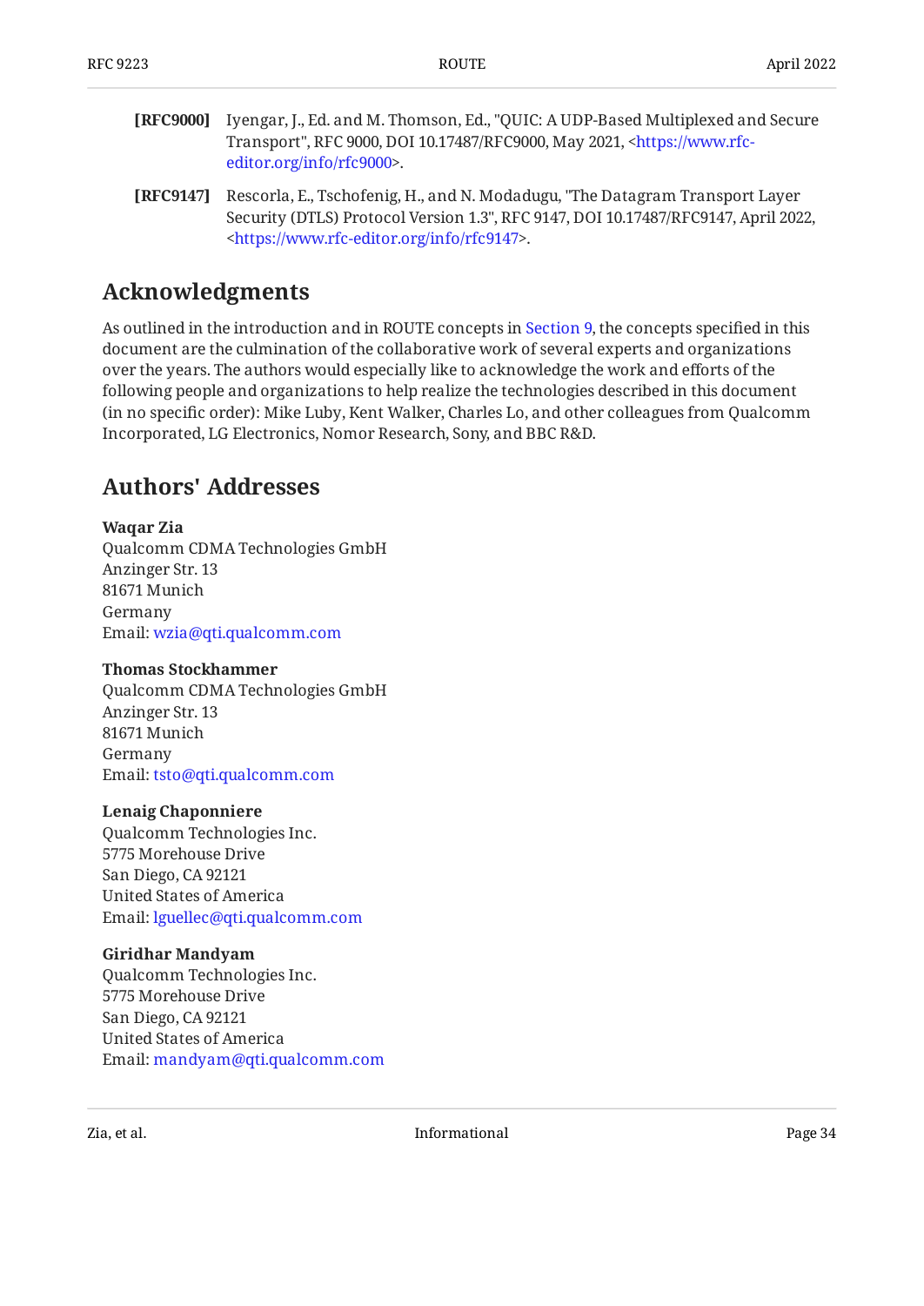**[RFC9000]** Iyengar, J., Ed. and M. Thomson, Ed., "QUIC: A UDP-Based Multiplexed and Secure Transport", RFC 9000, DOI 10.17487/RFC9000, May 2021, <https://www.rfc-editor.org/info/rfc9000>.

**[RFC9147]** Rescorla, E., Tschofenig, H., and N. Modadugu, "The Datagram Transport Layer Security (DTLS) Protocol Version 1.3", RFC 9147, DOI 10.17487/RFC9147, April 2022, <https://www.rfc-editor.org/info/rfc9147>.

## Acknowledgments

As outlined in the introduction and in ROUTE concepts in Section 9, the concepts specified in this document are the culmination of the collaborative work of several experts and organizations over the years. The authors would especially like to acknowledge the work and efforts of the following people and organizations to help realize the technologies described in this document (in no specific order): Mike Luby, Kent Walker, Charles Lo, and other colleagues from Qualcomm Incorporated, LG Electronics, Nomor Research, Sony, and BBC R&D.

## Authors' Addresses

**Waqar Zia**
Qualcomm CDMA Technologies GmbH
Anzinger Str. 13
81671 Munich
Germany
Email: wzia@qti.qualcomm.com

**Thomas Stockhammer**
Qualcomm CDMA Technologies GmbH
Anzinger Str. 13
81671 Munich
Germany
Email: tsto@qti.qualcomm.com

**Lenaig Chaponniere**
Qualcomm Technologies Inc.
5775 Morehouse Drive
San Diego, CA 92121
United States of America
Email: lguellec@qti.qualcomm.com

**Giridhar Mandyam**
Qualcomm Technologies Inc.
5775 Morehouse Drive
San Diego, CA 92121
United States of America
Email: mandyam@qti.qualcomm.com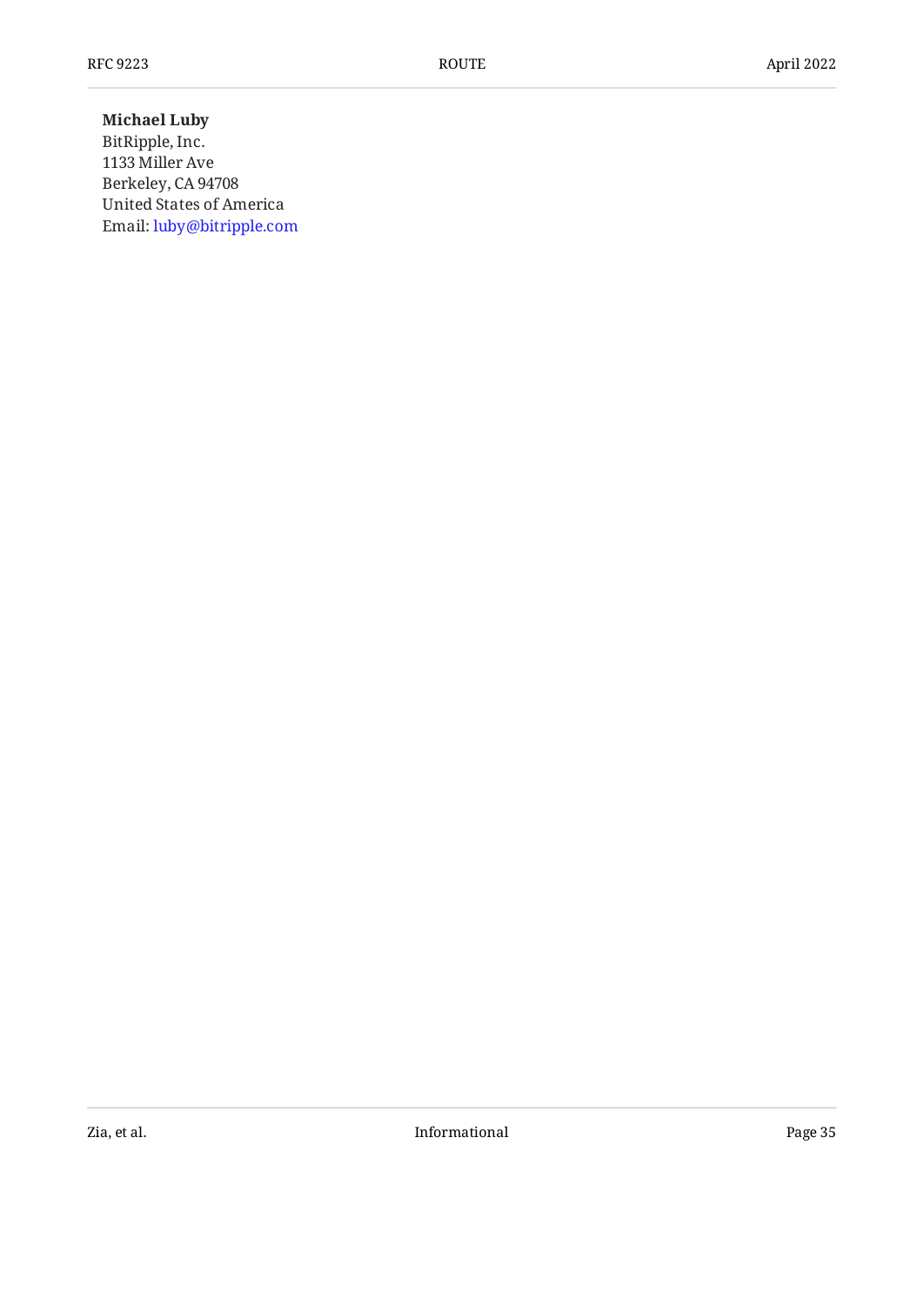**Michael Luby**
BitRipple, Inc.
1133 Miller Ave
Berkeley, CA 94708
United States of America
Email: luby@bitripple.com